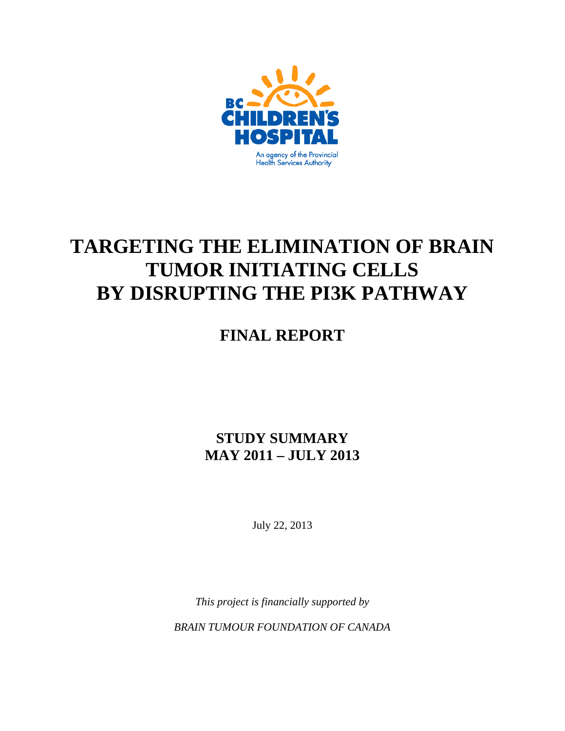BC CHILDREN'S HOSPITAL

An agency of the Provincial Health Services Authority

# TARGETING THE ELIMINATION OF BRAIN TUMOR INITIATING CELLS BY DISRUPTING THE PI3K PATHWAY

## FINAL REPORT

## STUDY SUMMARY
## MAY 2011 – JULY 2013

July 22, 2013

*This project is financially supported by*

*BRAIN TUMOUR FOUNDATION OF CANADA*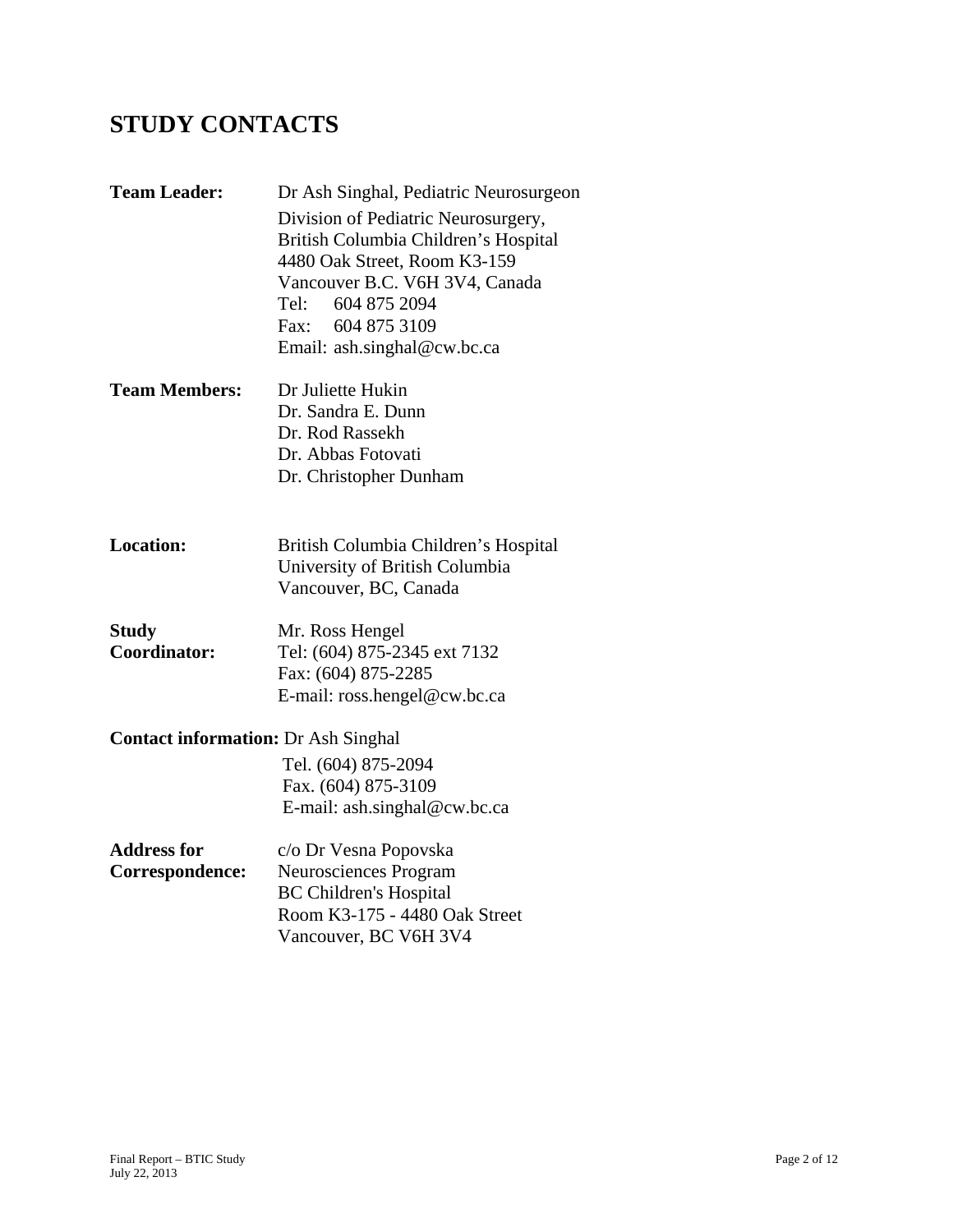# STUDY CONTACTS

**Team Leader:** Dr Ash Singhal, Pediatric Neurosurgeon
Division of Pediatric Neurosurgery,
British Columbia Children's Hospital
4480 Oak Street, Room K3-159
Vancouver B.C. V6H 3V4, Canada
Tel: 604 875 2094
Fax: 604 875 3109
Email: ash.singhal@cw.bc.ca

**Team Members:** Dr Juliette Hukin
Dr. Sandra E. Dunn
Dr. Rod Rassekh
Dr. Abbas Fotovati
Dr. Christopher Dunham

**Location:** British Columbia Children's Hospital
University of British Columbia
Vancouver, BC, Canada

**Study Coordinator:** Mr. Ross Hengel
Tel: (604) 875-2345 ext 7132
Fax: (604) 875-2285
E-mail: ross.hengel@cw.bc.ca

**Contact information:** Dr Ash Singhal
Tel. (604) 875-2094
Fax. (604) 875-3109
E-mail: ash.singhal@cw.bc.ca

**Address for Correspondence:** c/o Dr Vesna Popovska
Neurosciences Program
BC Children's Hospital
Room K3-175 - 4480 Oak Street
Vancouver, BC V6H 3V4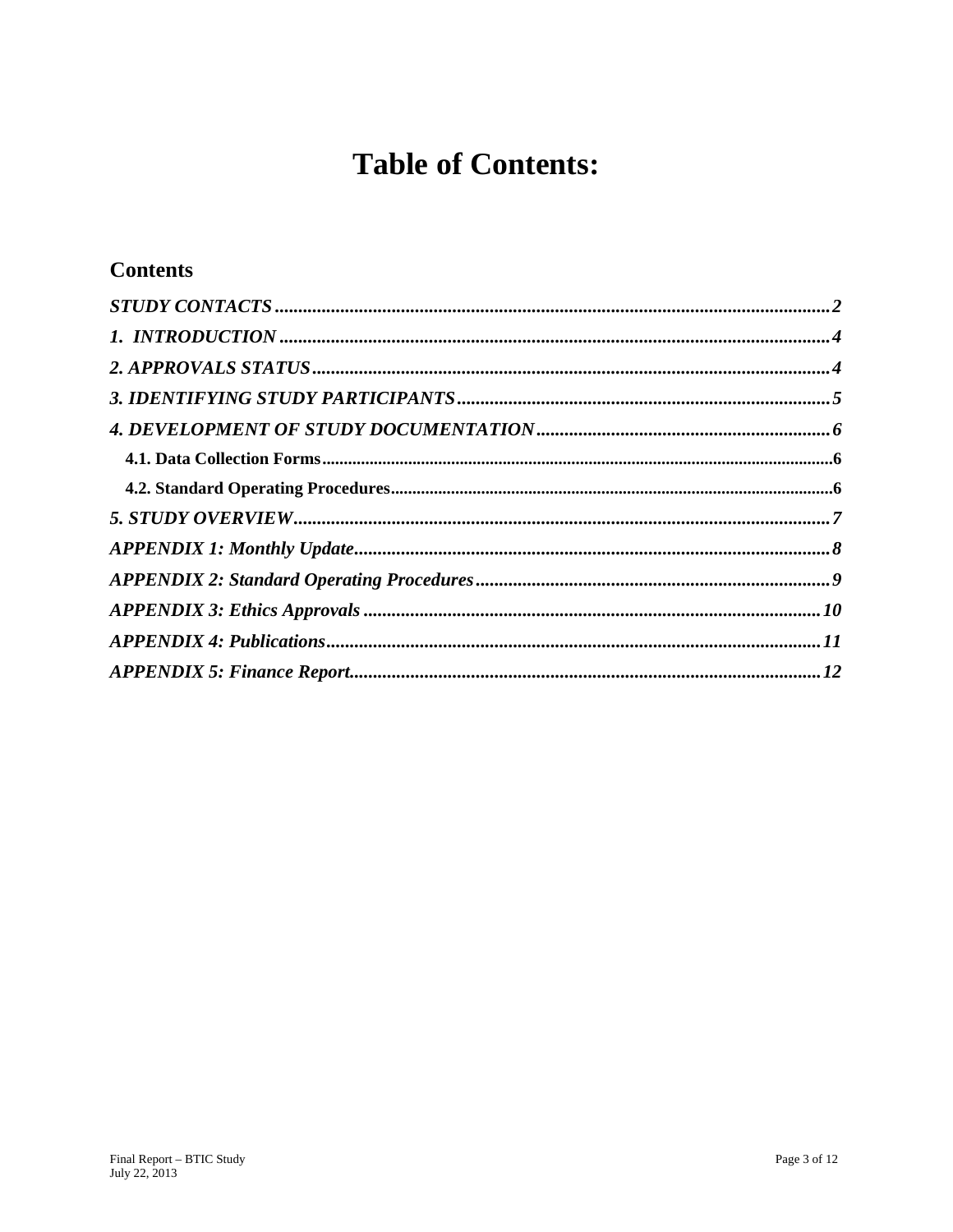# Table of Contents:

## Contents

*STUDY CONTACTS* ........................................................................................................ 2
*1. INTRODUCTION* ........................................................................................................ 4
*2. APPROVALS STATUS* ................................................................................................ 4
*3. IDENTIFYING STUDY PARTICIPANTS* .................................................................. 5
*4. DEVELOPMENT OF STUDY DOCUMENTATION* ................................................ 6
  **4.1. Data Collection Forms** ............................................................................................ 6
  **4.2. Standard Operating Procedures** ............................................................................ 6
*5. STUDY OVERVIEW* ................................................................................................... 7
*APPENDIX 1: Monthly Update* ....................................................................................... 8
*APPENDIX 2: Standard Operating Procedures* ............................................................. 9
*APPENDIX 3: Ethics Approvals* .................................................................................. 10
*APPENDIX 4: Publications* .......................................................................................... 11
*APPENDIX 5: Finance Report* ..................................................................................... 12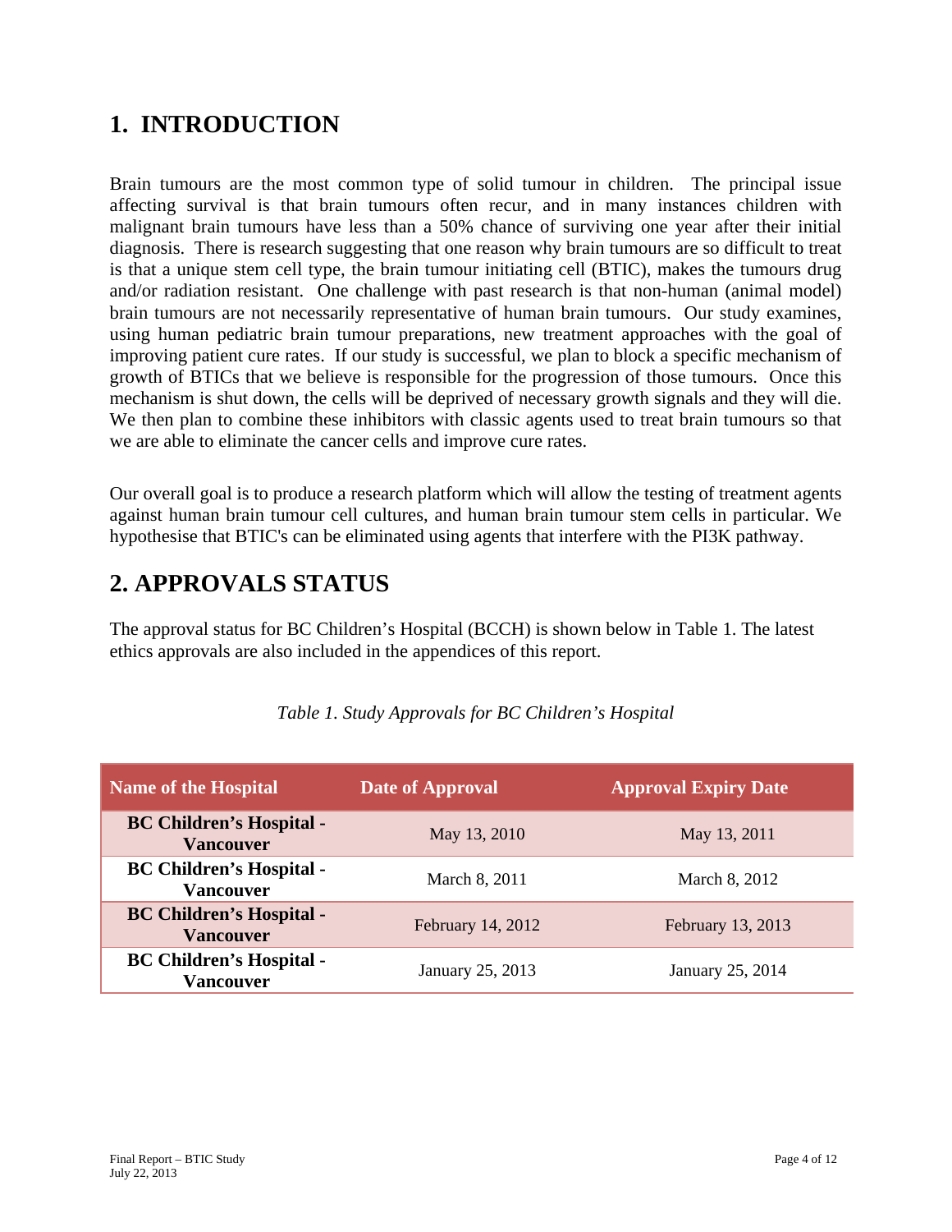# 1. INTRODUCTION

Brain tumours are the most common type of solid tumour in children. The principal issue affecting survival is that brain tumours often recur, and in many instances children with malignant brain tumours have less than a 50% chance of surviving one year after their initial diagnosis. There is research suggesting that one reason why brain tumours are so difficult to treat is that a unique stem cell type, the brain tumour initiating cell (BTIC), makes the tumours drug and/or radiation resistant. One challenge with past research is that non-human (animal model) brain tumours are not necessarily representative of human brain tumours. Our study examines, using human pediatric brain tumour preparations, new treatment approaches with the goal of improving patient cure rates. If our study is successful, we plan to block a specific mechanism of growth of BTICs that we believe is responsible for the progression of those tumours. Once this mechanism is shut down, the cells will be deprived of necessary growth signals and they will die. We then plan to combine these inhibitors with classic agents used to treat brain tumours so that we are able to eliminate the cancer cells and improve cure rates.

Our overall goal is to produce a research platform which will allow the testing of treatment agents against human brain tumour cell cultures, and human brain tumour stem cells in particular. We hypothesise that BTIC's can be eliminated using agents that interfere with the PI3K pathway.

# 2. APPROVALS STATUS

The approval status for BC Children's Hospital (BCCH) is shown below in Table 1. The latest ethics approvals are also included in the appendices of this report.

*Table 1. Study Approvals for BC Children's Hospital*

| Name of the Hospital | Date of Approval | Approval Expiry Date |
|---|---|---|
| **BC Children's Hospital - Vancouver** | May 13, 2010 | May 13, 2011 |
| **BC Children's Hospital - Vancouver** | March 8, 2011 | March 8, 2012 |
| **BC Children's Hospital - Vancouver** | February 14, 2012 | February 13, 2013 |
| **BC Children's Hospital - Vancouver** | January 25, 2013 | January 25, 2014 |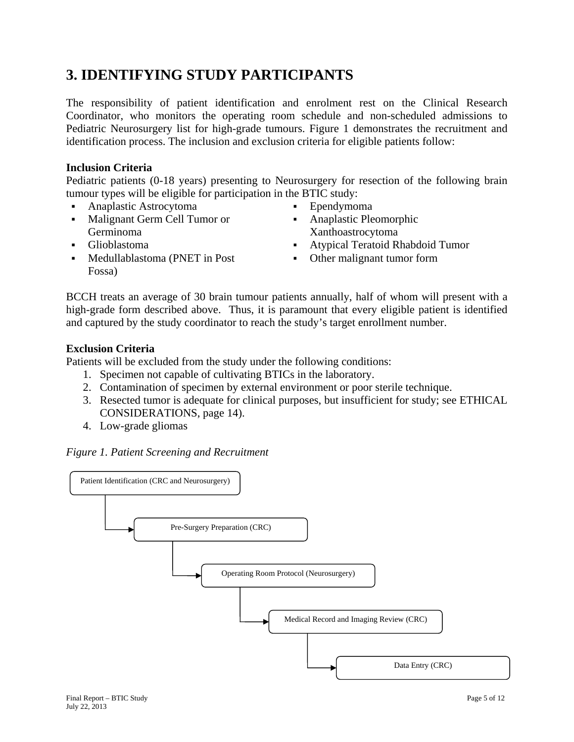# 3. IDENTIFYING STUDY PARTICIPANTS

The responsibility of patient identification and enrolment rest on the Clinical Research Coordinator, who monitors the operating room schedule and non-scheduled admissions to Pediatric Neurosurgery list for high-grade tumours. Figure 1 demonstrates the recruitment and identification process. The inclusion and exclusion criteria for eligible patients follow:

**Inclusion Criteria**

Pediatric patients (0-18 years) presenting to Neurosurgery for resection of the following brain tumour types will be eligible for participation in the BTIC study:

- Anaplastic Astrocytoma
- Malignant Germ Cell Tumor or Germinoma
- Glioblastoma
- Medullablastoma (PNET in Post Fossa)
- Ependymoma
- Anaplastic Pleomorphic Xanthoastrocytoma
- Atypical Teratoid Rhabdoid Tumor
- Other malignant tumor form

BCCH treats an average of 30 brain tumour patients annually, half of whom will present with a high-grade form described above. Thus, it is paramount that every eligible patient is identified and captured by the study coordinator to reach the study's target enrollment number.

**Exclusion Criteria**

Patients will be excluded from the study under the following conditions:

1. Specimen not capable of cultivating BTICs in the laboratory.
2. Contamination of specimen by external environment or poor sterile technique.
3. Resected tumor is adequate for clinical purposes, but insufficient for study; see ETHICAL CONSIDERATIONS, page 14).
4. Low-grade gliomas

*Figure 1. Patient Screening and Recruitment*

Patient Identification (CRC and Neurosurgery) → Pre-Surgery Preparation (CRC) → Operating Room Protocol (Neurosurgery) → Medical Record and Imaging Review (CRC) → Data Entry (CRC)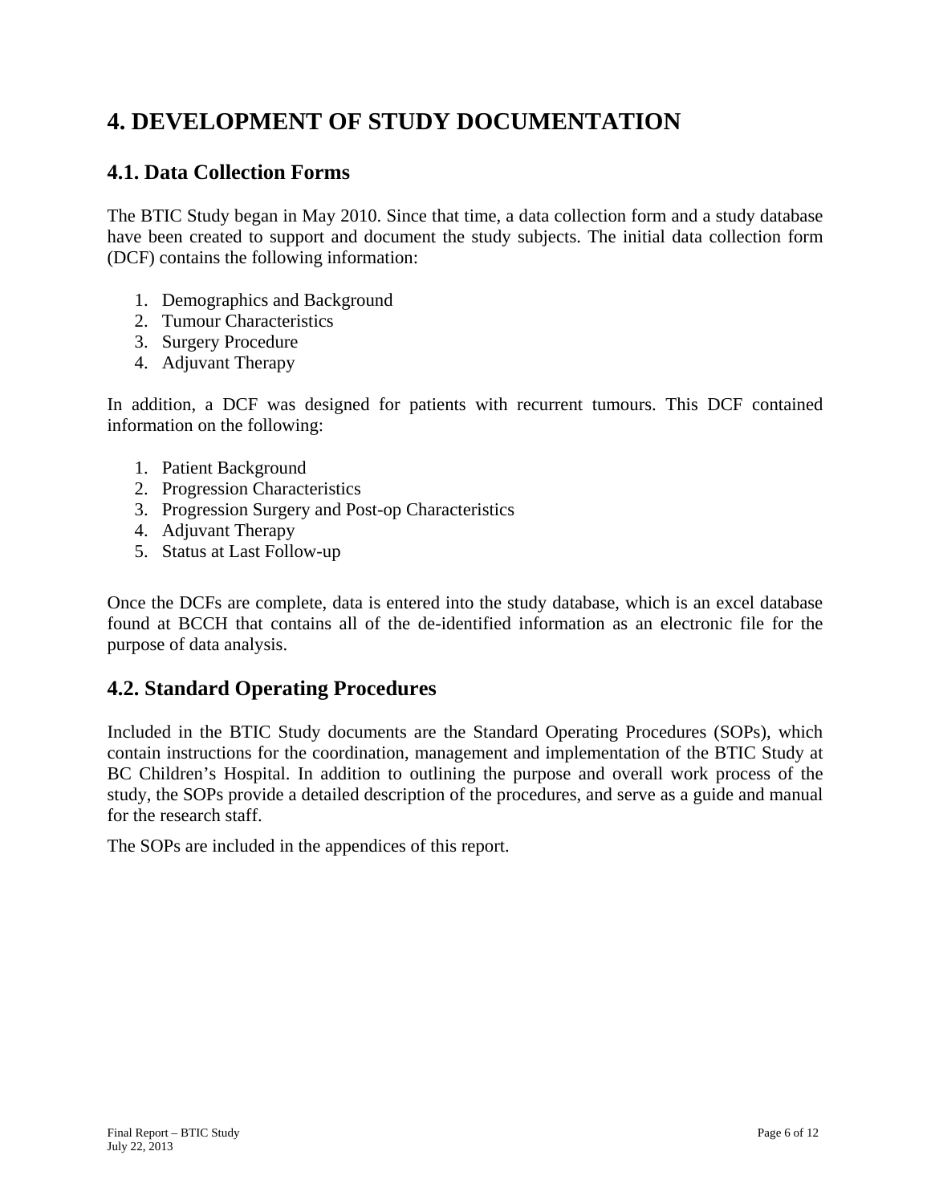# 4. DEVELOPMENT OF STUDY DOCUMENTATION

## 4.1. Data Collection Forms

The BTIC Study began in May 2010. Since that time, a data collection form and a study database have been created to support and document the study subjects. The initial data collection form (DCF) contains the following information:

1. Demographics and Background
2. Tumour Characteristics
3. Surgery Procedure
4. Adjuvant Therapy

In addition, a DCF was designed for patients with recurrent tumours. This DCF contained information on the following:

1. Patient Background
2. Progression Characteristics
3. Progression Surgery and Post-op Characteristics
4. Adjuvant Therapy
5. Status at Last Follow-up

Once the DCFs are complete, data is entered into the study database, which is an excel database found at BCCH that contains all of the de-identified information as an electronic file for the purpose of data analysis.

## 4.2. Standard Operating Procedures

Included in the BTIC Study documents are the Standard Operating Procedures (SOPs), which contain instructions for the coordination, management and implementation of the BTIC Study at BC Children's Hospital. In addition to outlining the purpose and overall work process of the study, the SOPs provide a detailed description of the procedures, and serve as a guide and manual for the research staff.

The SOPs are included in the appendices of this report.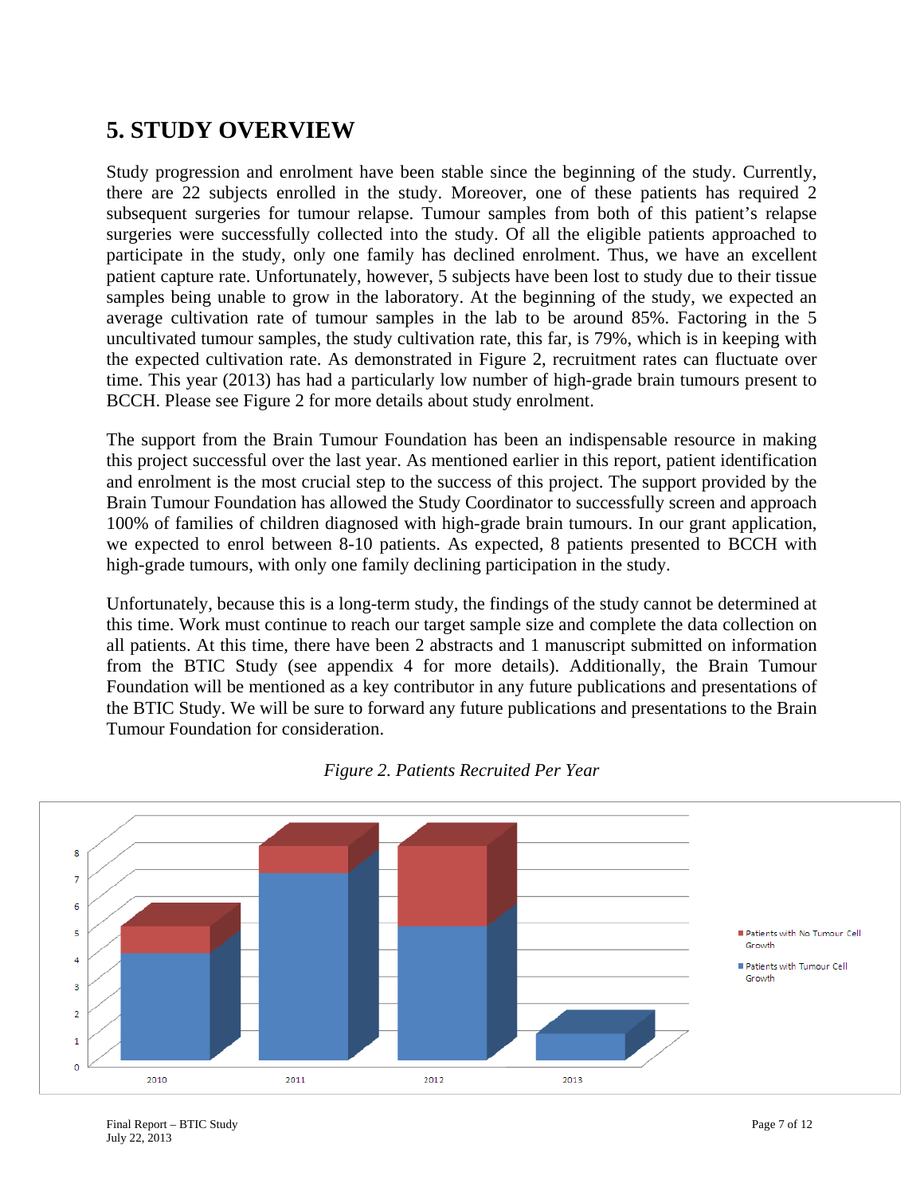# 5. STUDY OVERVIEW

Study progression and enrolment have been stable since the beginning of the study. Currently, there are 22 subjects enrolled in the study. Moreover, one of these patients has required 2 subsequent surgeries for tumour relapse. Tumour samples from both of this patient's relapse surgeries were successfully collected into the study. Of all the eligible patients approached to participate in the study, only one family has declined enrolment. Thus, we have an excellent patient capture rate. Unfortunately, however, 5 subjects have been lost to study due to their tissue samples being unable to grow in the laboratory. At the beginning of the study, we expected an average cultivation rate of tumour samples in the lab to be around 85%. Factoring in the 5 uncultivated tumour samples, the study cultivation rate, this far, is 79%, which is in keeping with the expected cultivation rate. As demonstrated in Figure 2, recruitment rates can fluctuate over time. This year (2013) has had a particularly low number of high-grade brain tumours present to BCCH. Please see Figure 2 for more details about study enrolment.

The support from the Brain Tumour Foundation has been an indispensable resource in making this project successful over the last year. As mentioned earlier in this report, patient identification and enrolment is the most crucial step to the success of this project. The support provided by the Brain Tumour Foundation has allowed the Study Coordinator to successfully screen and approach 100% of families of children diagnosed with high-grade brain tumours. In our grant application, we expected to enrol between 8-10 patients. As expected, 8 patients presented to BCCH with high-grade tumours, with only one family declining participation in the study.

Unfortunately, because this is a long-term study, the findings of the study cannot be determined at this time. Work must continue to reach our target sample size and complete the data collection on all patients. At this time, there have been 2 abstracts and 1 manuscript submitted on information from the BTIC Study (see appendix 4 for more details). Additionally, the Brain Tumour Foundation will be mentioned as a key contributor in any future publications and presentations of the BTIC Study. We will be sure to forward any future publications and presentations to the Brain Tumour Foundation for consideration.

*Figure 2. Patients Recruited Per Year*

| Year | Patients with Tumour Cell Growth | Patients with No Tumour Cell Growth |
| --- | --- | --- |
| 2010 | 4 | 1 |
| 2011 | 7 | 1 |
| 2012 | 5 | 3 |
| 2013 | 1 | 0 |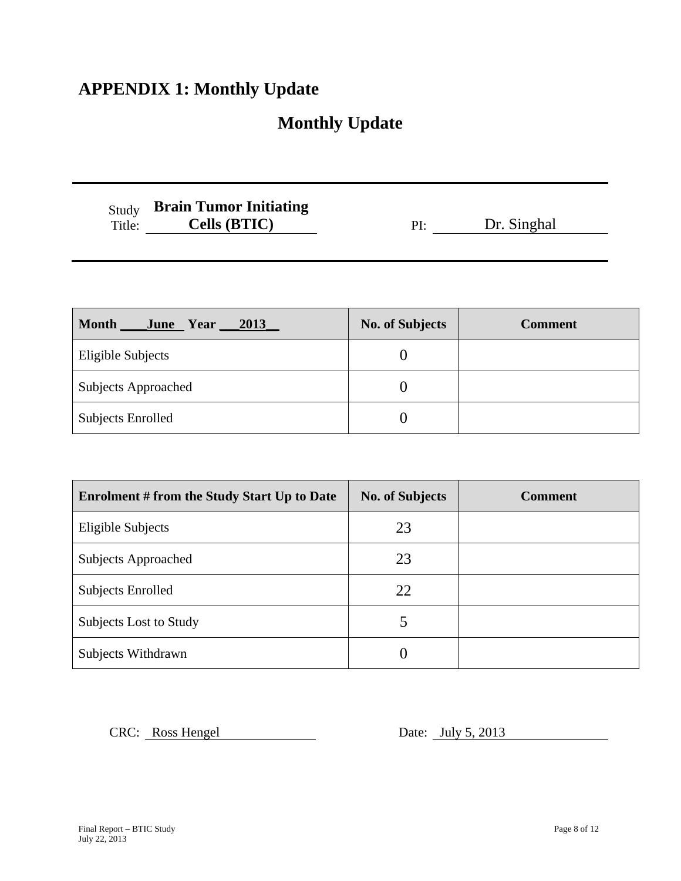# APPENDIX 1: Monthly Update

## Monthly Update

Study Title: **Brain Tumor Initiating Cells (BTIC)** PI: Dr. Singhal

| **Month June Year 2013** | **No. of Subjects** | **Comment** |
|---|---|---|
| Eligible Subjects | 0 | |
| Subjects Approached | 0 | |
| Subjects Enrolled | 0 | |

| **Enrolment # from the Study Start Up to Date** | **No. of Subjects** | **Comment** |
|---|---|---|
| Eligible Subjects | 23 | |
| Subjects Approached | 23 | |
| Subjects Enrolled | 22 | |
| Subjects Lost to Study | 5 | |
| Subjects Withdrawn | 0 | |

CRC: Ross Hengel Date: July 5, 2013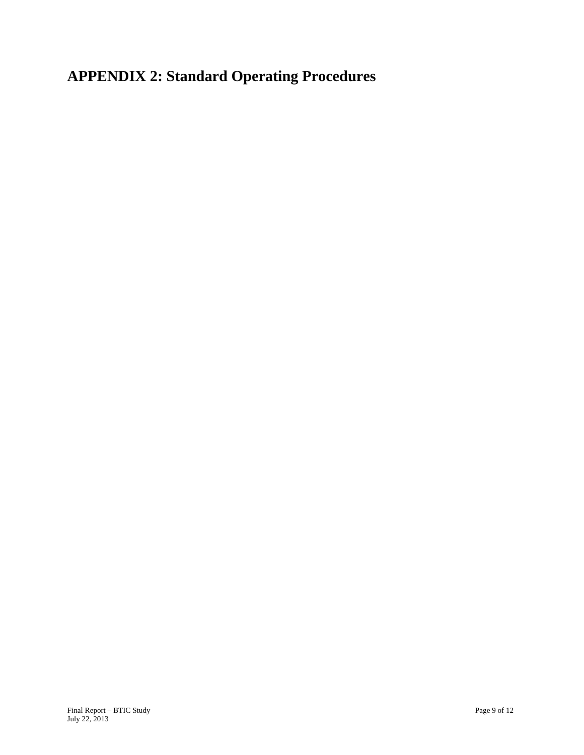# APPENDIX 2: Standard Operating Procedures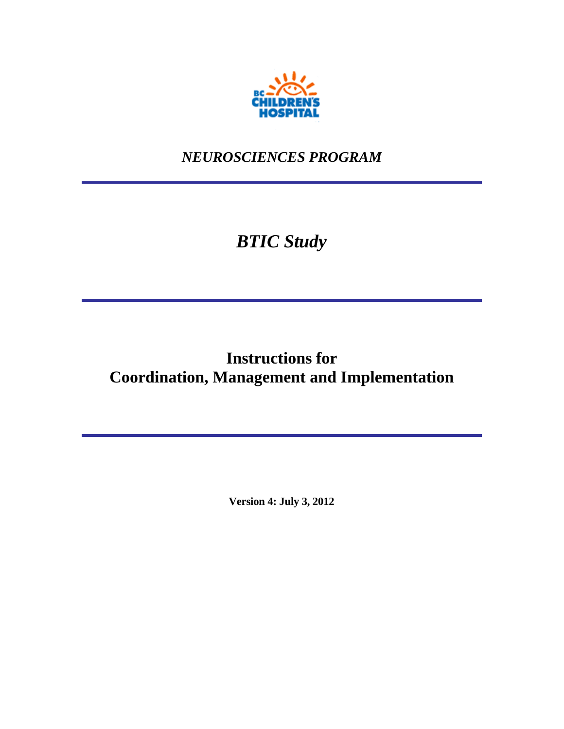*NEUROSCIENCES PROGRAM*

# *BTIC Study*

## Instructions for Coordination, Management and Implementation

**Version 4: July 3, 2012**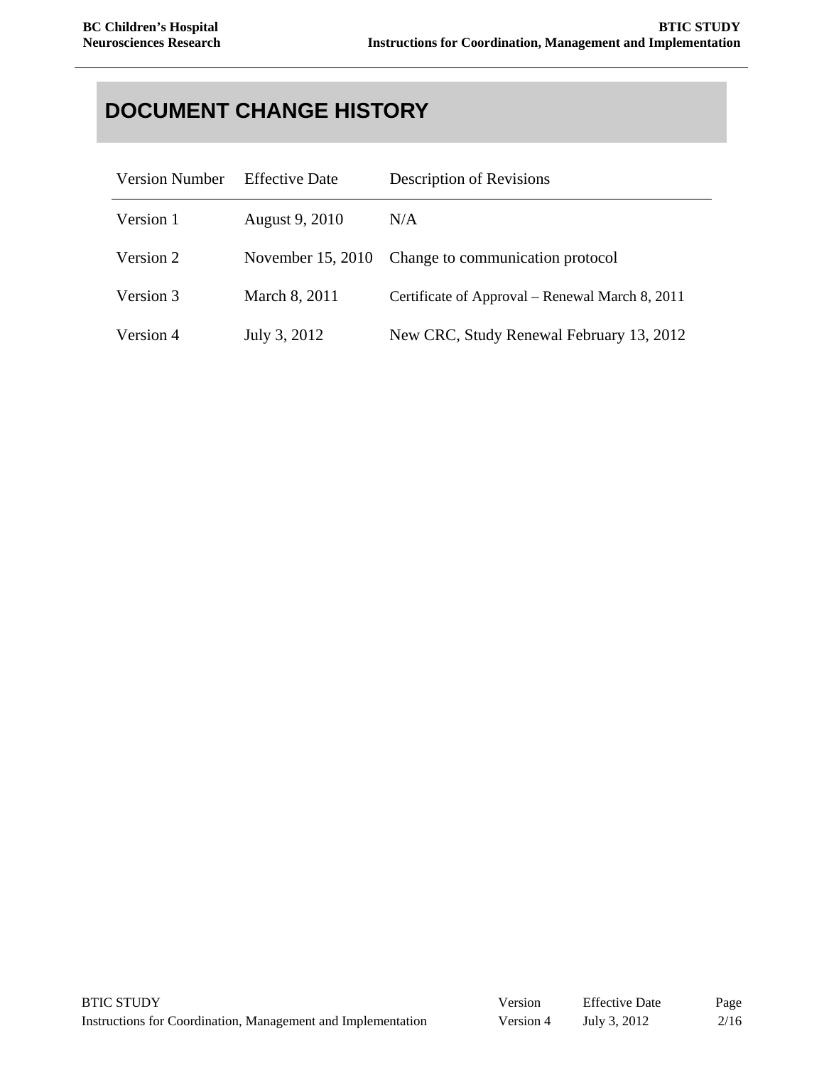# DOCUMENT CHANGE HISTORY

| Version Number | Effective Date | Description of Revisions |
|---|---|---|
| Version 1 | August 9, 2010 | N/A |
| Version 2 | November 15, 2010 | Change to communication protocol |
| Version 3 | March 8, 2011 | Certificate of Approval – Renewal March 8, 2011 |
| Version 4 | July 3, 2012 | New CRC, Study Renewal February 13, 2012 |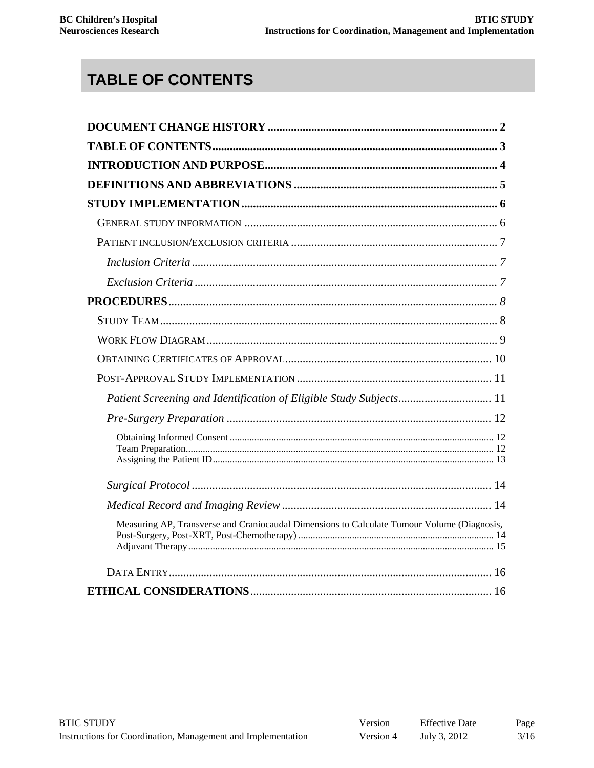# TABLE OF CONTENTS

**DOCUMENT CHANGE HISTORY** .............................................................................. 2

**TABLE OF CONTENTS** .................................................................................................. 3

**INTRODUCTION AND PURPOSE** ............................................................................... 4

**DEFINITIONS AND ABBREVIATIONS** ..................................................................... 5

**STUDY IMPLEMENTATION** ........................................................................................ 6

- GENERAL STUDY INFORMATION ...................................................................................... 6
- PATIENT INCLUSION/EXCLUSION CRITERIA ...................................................................... 7
  - *Inclusion Criteria* ......................................................................................................... 7
  - *Exclusion Criteria* ........................................................................................................ 7

**PROCEDURES** ................................................................................................................ *8*

- STUDY TEAM ................................................................................................................... 8
- WORK FLOW DIAGRAM .................................................................................................... 9
- OBTAINING CERTIFICATES OF APPROVAL ....................................................................... 10
- POST-APPROVAL STUDY IMPLEMENTATION .................................................................. 11
  - *Patient Screening and Identification of Eligible Study Subjects* ................................ 11
  - *Pre-Surgery Preparation* ........................................................................................... 12
    - Obtaining Informed Consent .......................................................................................... 12
    - Team Preparation ........................................................................................................... 12
    - Assigning the Patient ID ................................................................................................. 13
  - *Surgical Protocol* ....................................................................................................... 14
  - *Medical Record and Imaging Review* ........................................................................ 14
    - Measuring AP, Transverse and Craniocaudal Dimensions to Calculate Tumour Volume (Diagnosis, Post-Surgery, Post-XRT, Post-Chemotherapy) ............................................................................... 14
    - Adjuvant Therapy ........................................................................................................... 15
- DATA ENTRY .................................................................................................................. 16

**ETHICAL CONSIDERATIONS** .................................................................................... 16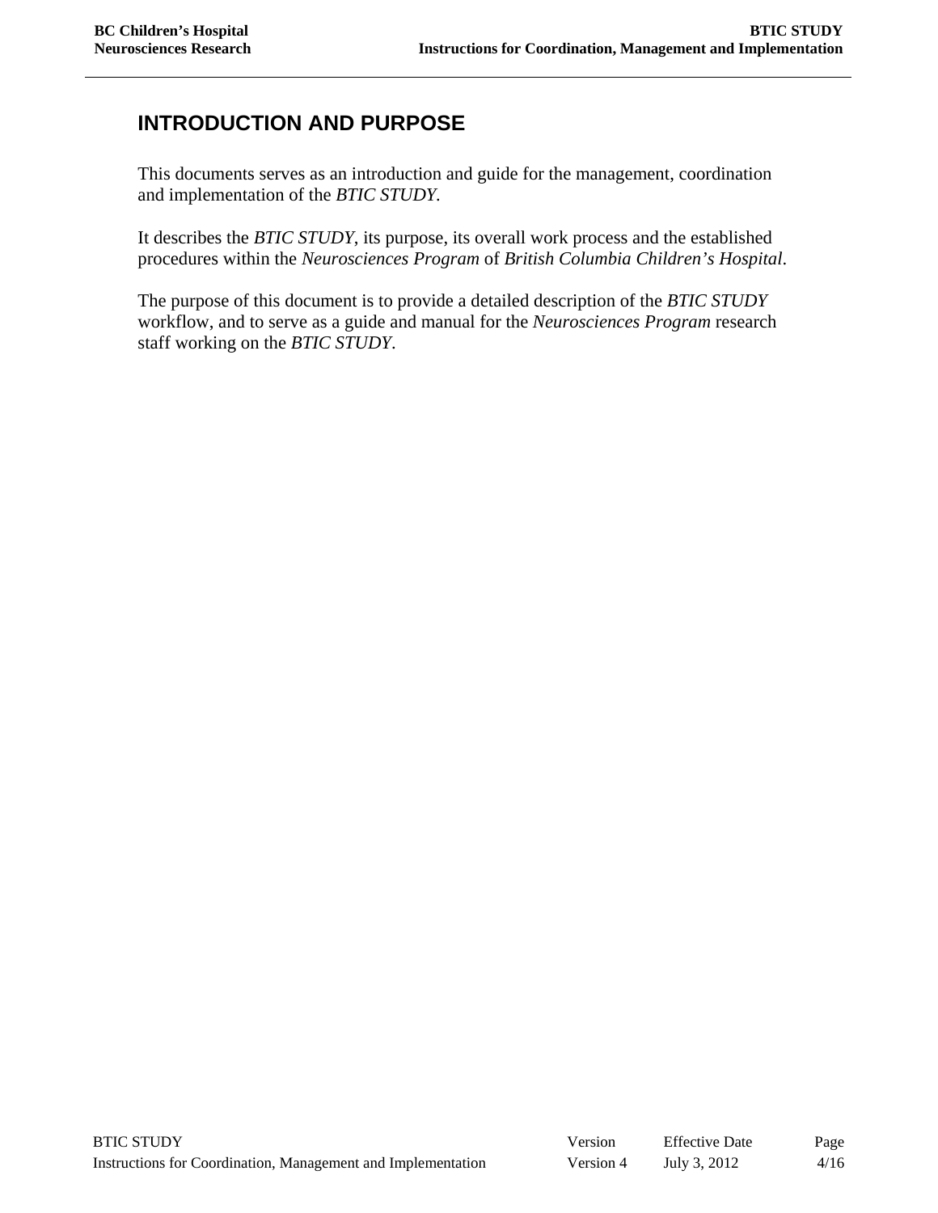# INTRODUCTION AND PURPOSE

This documents serves as an introduction and guide for the management, coordination and implementation of the *BTIC STUDY*.

It describes the *BTIC STUDY*, its purpose, its overall work process and the established procedures within the *Neurosciences Program* of *British Columbia Children's Hospital*.

The purpose of this document is to provide a detailed description of the *BTIC STUDY* workflow, and to serve as a guide and manual for the *Neurosciences Program* research staff working on the *BTIC STUDY*.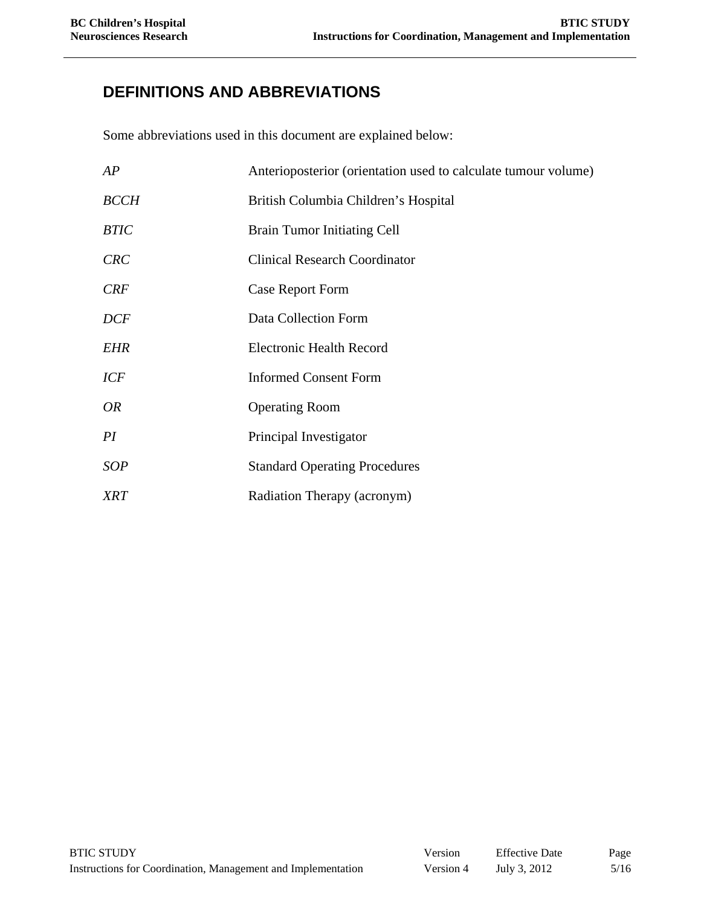# DEFINITIONS AND ABBREVIATIONS

Some abbreviations used in this document are explained below:

| | |
|---|---|
| *AP* | Anterioposterior (orientation used to calculate tumour volume) |
| *BCCH* | British Columbia Children's Hospital |
| *BTIC* | Brain Tumor Initiating Cell |
| *CRC* | Clinical Research Coordinator |
| *CRF* | Case Report Form |
| *DCF* | Data Collection Form |
| *EHR* | Electronic Health Record |
| *ICF* | Informed Consent Form |
| *OR* | Operating Room |
| *PI* | Principal Investigator |
| *SOP* | Standard Operating Procedures |
| *XRT* | Radiation Therapy (acronym) |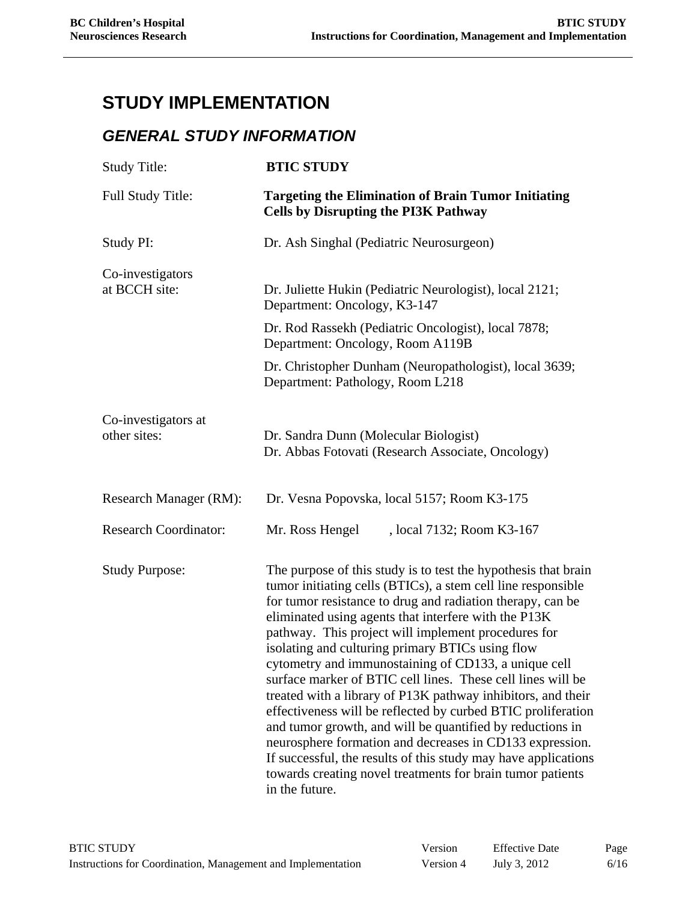# STUDY IMPLEMENTATION

## *GENERAL STUDY INFORMATION*

| | |
|---|---|
| Study Title: | **BTIC STUDY** |
| Full Study Title: | **Targeting the Elimination of Brain Tumor Initiating Cells by Disrupting the PI3K Pathway** |
| Study PI: | Dr. Ash Singhal (Pediatric Neurosurgeon) |
| Co-investigators at BCCH site: | Dr. Juliette Hukin (Pediatric Neurologist), local 2121; Department: Oncology, K3-147<br>Dr. Rod Rassekh (Pediatric Oncologist), local 7878; Department: Oncology, Room A119B<br>Dr. Christopher Dunham (Neuropathologist), local 3639; Department: Pathology, Room L218 |
| Co-investigators at other sites: | Dr. Sandra Dunn (Molecular Biologist)<br>Dr. Abbas Fotovati (Research Associate, Oncology) |
| Research Manager (RM): | Dr. Vesna Popovska, local 5157; Room K3-175 |
| Research Coordinator: | Mr. Ross Hengel , local 7132; Room K3-167 |
| Study Purpose: | The purpose of this study is to test the hypothesis that brain tumor initiating cells (BTICs), a stem cell line responsible for tumor resistance to drug and radiation therapy, can be eliminated using agents that interfere with the P13K pathway. This project will implement procedures for isolating and culturing primary BTICs using flow cytometry and immunostaining of CD133, a unique cell surface marker of BTIC cell lines. These cell lines will be treated with a library of P13K pathway inhibitors, and their effectiveness will be reflected by curbed BTIC proliferation and tumor growth, and will be quantified by reductions in neurosphere formation and decreases in CD133 expression. If successful, the results of this study may have applications towards creating novel treatments for brain tumor patients in the future. |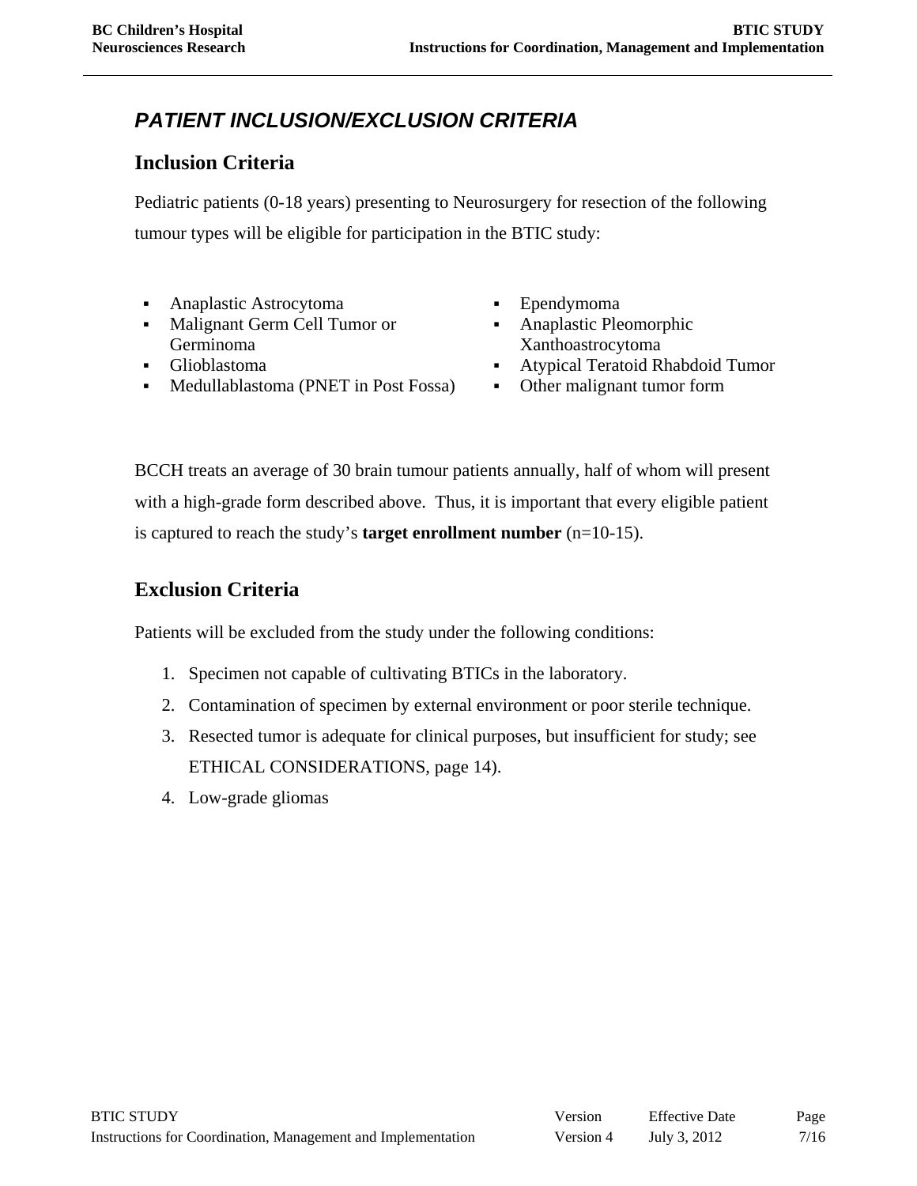## *PATIENT INCLUSION/EXCLUSION CRITERIA*

### Inclusion Criteria

Pediatric patients (0-18 years) presenting to Neurosurgery for resection of the following tumour types will be eligible for participation in the BTIC study:

- Anaplastic Astrocytoma
- Malignant Germ Cell Tumor or Germinoma
- Glioblastoma
- Medullablastoma (PNET in Post Fossa)
- Ependymoma
- Anaplastic Pleomorphic Xanthoastrocytoma
- Atypical Teratoid Rhabdoid Tumor
- Other malignant tumor form

BCCH treats an average of 30 brain tumour patients annually, half of whom will present with a high-grade form described above. Thus, it is important that every eligible patient is captured to reach the study's **target enrollment number** (n=10-15).

### Exclusion Criteria

Patients will be excluded from the study under the following conditions:

1. Specimen not capable of cultivating BTICs in the laboratory.
2. Contamination of specimen by external environment or poor sterile technique.
3. Resected tumor is adequate for clinical purposes, but insufficient for study; see ETHICAL CONSIDERATIONS, page 14).
4. Low-grade gliomas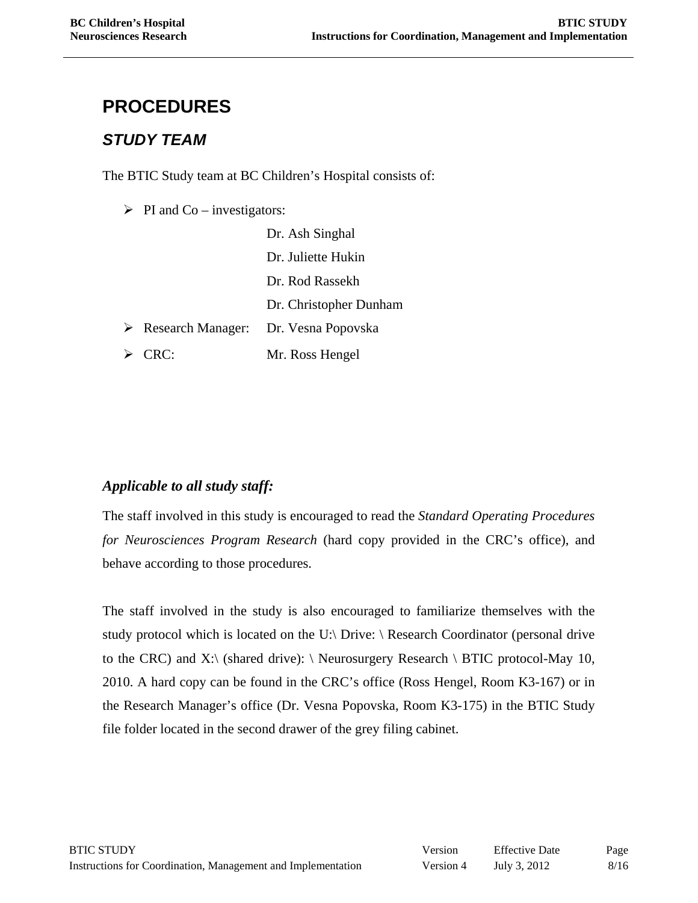# PROCEDURES

## *STUDY TEAM*

The BTIC Study team at BC Children's Hospital consists of:

- PI and Co – investigators:
  - Dr. Ash Singhal
  - Dr. Juliette Hukin
  - Dr. Rod Rassekh
  - Dr. Christopher Dunham
- Research Manager: Dr. Vesna Popovska
- CRC: Mr. Ross Hengel

***Applicable to all study staff:***

The staff involved in this study is encouraged to read the *Standard Operating Procedures for Neurosciences Program Research* (hard copy provided in the CRC's office), and behave according to those procedures.

The staff involved in the study is also encouraged to familiarize themselves with the study protocol which is located on the U:\ Drive: \ Research Coordinator (personal drive to the CRC) and X:\ (shared drive): \ Neurosurgery Research \ BTIC protocol-May 10, 2010. A hard copy can be found in the CRC's office (Ross Hengel, Room K3-167) or in the Research Manager's office (Dr. Vesna Popovska, Room K3-175) in the BTIC Study file folder located in the second drawer of the grey filing cabinet.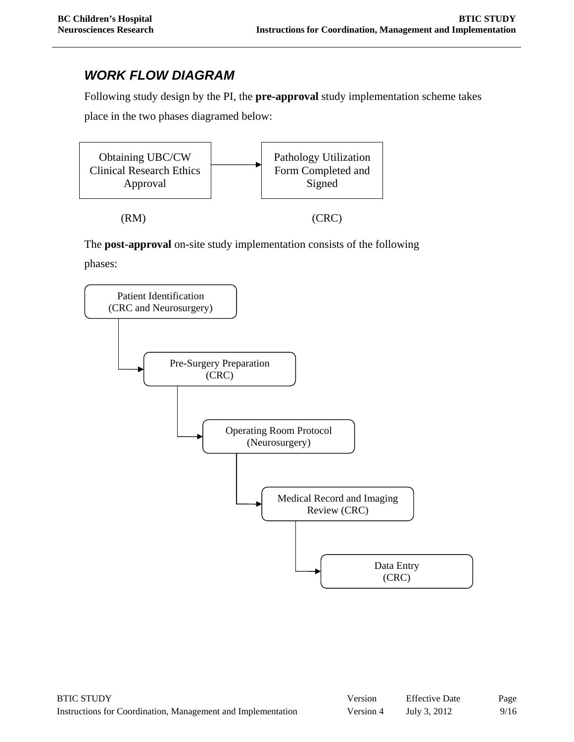## *WORK FLOW DIAGRAM*

Following study design by the PI, the **pre-approval** study implementation scheme takes place in the two phases diagramed below:

Obtaining UBC/CW Clinical Research Ethics Approval → Pathology Utilization Form Completed and Signed

(RM) (CRC)

The **post-approval** on-site study implementation consists of the following phases:

Patient Identification (CRC and Neurosurgery)

→ Pre-Surgery Preparation (CRC)

→ Operating Room Protocol (Neurosurgery)

→ Medical Record and Imaging Review (CRC)

→ Data Entry (CRC)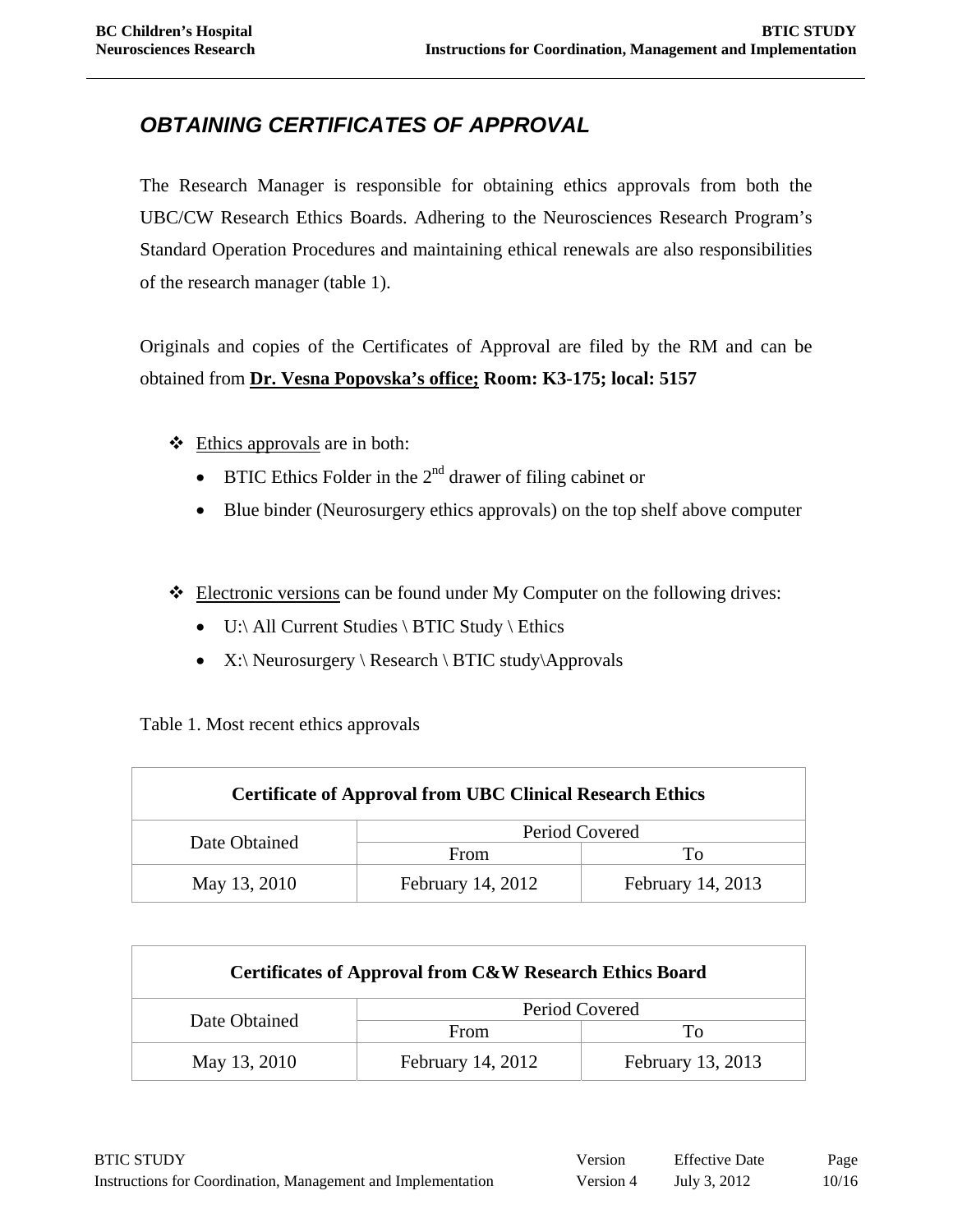## *OBTAINING CERTIFICATES OF APPROVAL*

The Research Manager is responsible for obtaining ethics approvals from both the UBC/CW Research Ethics Boards. Adhering to the Neurosciences Research Program's Standard Operation Procedures and maintaining ethical renewals are also responsibilities of the research manager (table 1).

Originals and copies of the Certificates of Approval are filed by the RM and can be obtained from **Dr. Vesna Popovska's office; Room: K3-175; local: 5157**

- Ethics approvals are in both:
  - BTIC Ethics Folder in the 2nd drawer of filing cabinet or
  - Blue binder (Neurosurgery ethics approvals) on the top shelf above computer

- Electronic versions can be found under My Computer on the following drives:
  - U:\ All Current Studies \ BTIC Study \ Ethics
  - X:\ Neurosurgery \ Research \ BTIC study\Approvals

Table 1. Most recent ethics approvals

| **Certificate of Approval from UBC Clinical Research Ethics** | | |
|---|---|---|
| Date Obtained | Period Covered | |
| | From | To |
| May 13, 2010 | February 14, 2012 | February 14, 2013 |

| **Certificates of Approval from C&W Research Ethics Board** | | |
|---|---|---|
| Date Obtained | Period Covered | |
| | From | To |
| May 13, 2010 | February 14, 2012 | February 13, 2013 |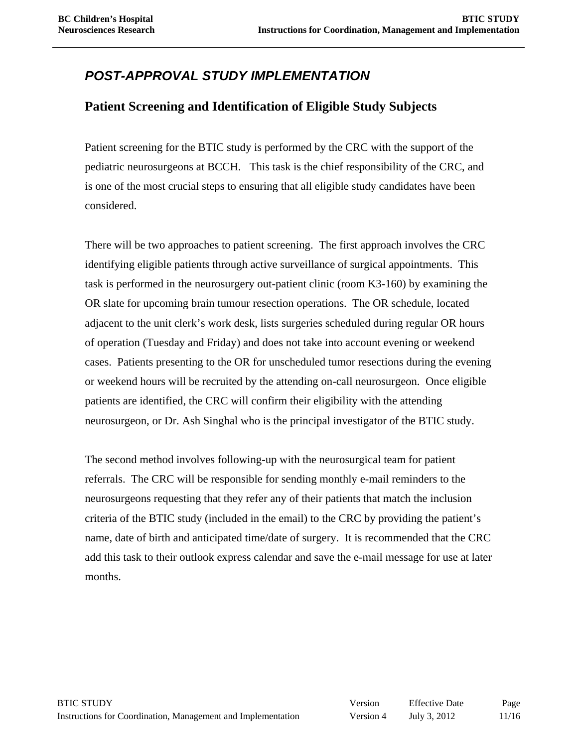## *POST-APPROVAL STUDY IMPLEMENTATION*

### Patient Screening and Identification of Eligible Study Subjects

Patient screening for the BTIC study is performed by the CRC with the support of the pediatric neurosurgeons at BCCH. This task is the chief responsibility of the CRC, and is one of the most crucial steps to ensuring that all eligible study candidates have been considered.

There will be two approaches to patient screening. The first approach involves the CRC identifying eligible patients through active surveillance of surgical appointments. This task is performed in the neurosurgery out-patient clinic (room K3-160) by examining the OR slate for upcoming brain tumour resection operations. The OR schedule, located adjacent to the unit clerk's work desk, lists surgeries scheduled during regular OR hours of operation (Tuesday and Friday) and does not take into account evening or weekend cases. Patients presenting to the OR for unscheduled tumor resections during the evening or weekend hours will be recruited by the attending on-call neurosurgeon. Once eligible patients are identified, the CRC will confirm their eligibility with the attending neurosurgeon, or Dr. Ash Singhal who is the principal investigator of the BTIC study.

The second method involves following-up with the neurosurgical team for patient referrals. The CRC will be responsible for sending monthly e-mail reminders to the neurosurgeons requesting that they refer any of their patients that match the inclusion criteria of the BTIC study (included in the email) to the CRC by providing the patient's name, date of birth and anticipated time/date of surgery. It is recommended that the CRC add this task to their outlook express calendar and save the e-mail message for use at later months.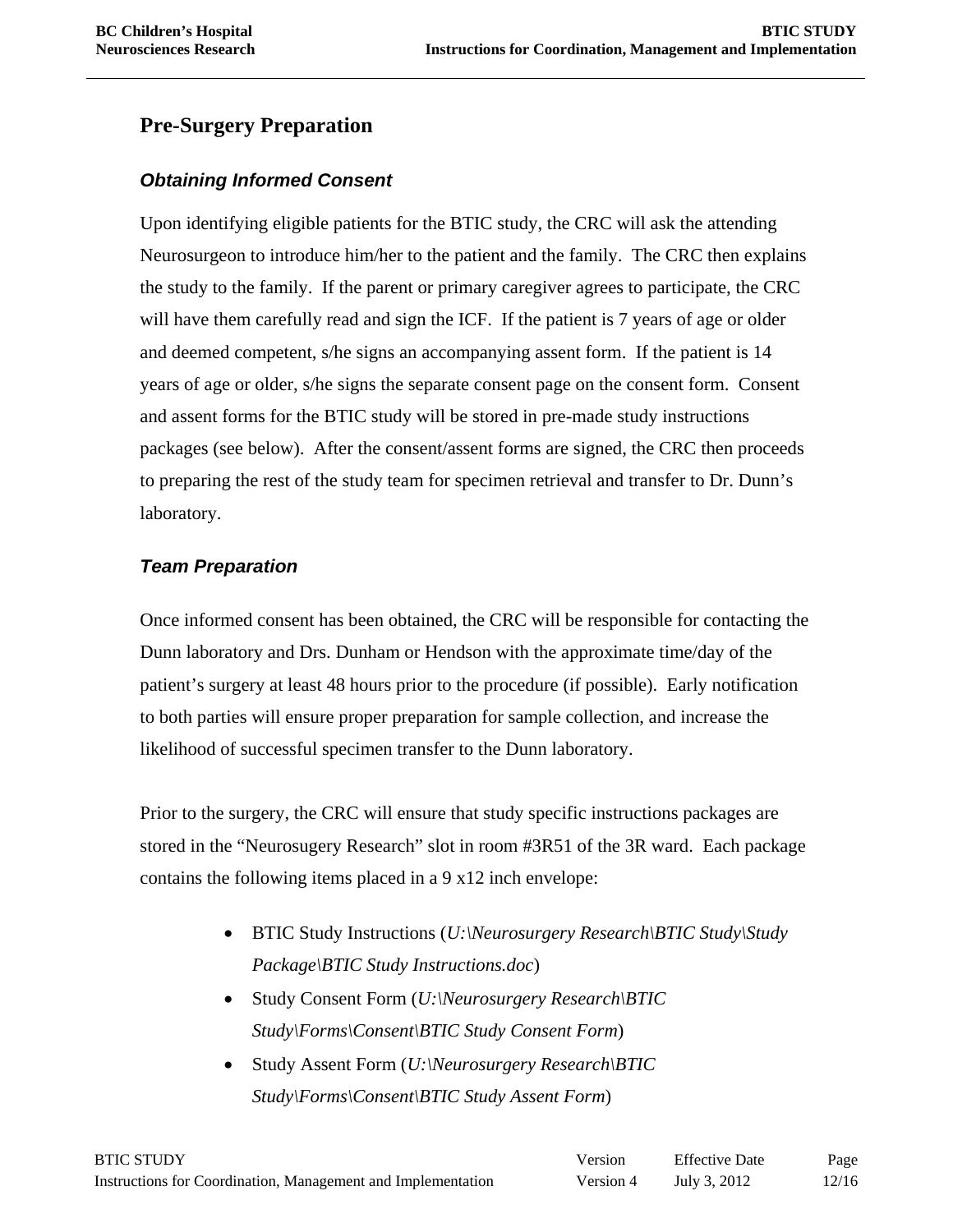## Pre-Surgery Preparation

### *Obtaining Informed Consent*

Upon identifying eligible patients for the BTIC study, the CRC will ask the attending Neurosurgeon to introduce him/her to the patient and the family. The CRC then explains the study to the family. If the parent or primary caregiver agrees to participate, the CRC will have them carefully read and sign the ICF. If the patient is 7 years of age or older and deemed competent, s/he signs an accompanying assent form. If the patient is 14 years of age or older, s/he signs the separate consent page on the consent form. Consent and assent forms for the BTIC study will be stored in pre-made study instructions packages (see below). After the consent/assent forms are signed, the CRC then proceeds to preparing the rest of the study team for specimen retrieval and transfer to Dr. Dunn's laboratory.

### *Team Preparation*

Once informed consent has been obtained, the CRC will be responsible for contacting the Dunn laboratory and Drs. Dunham or Hendson with the approximate time/day of the patient's surgery at least 48 hours prior to the procedure (if possible). Early notification to both parties will ensure proper preparation for sample collection, and increase the likelihood of successful specimen transfer to the Dunn laboratory.

Prior to the surgery, the CRC will ensure that study specific instructions packages are stored in the "Neurosugery Research" slot in room #3R51 of the 3R ward. Each package contains the following items placed in a 9 x12 inch envelope:

- BTIC Study Instructions (*U:\Neurosurgery Research\BTIC Study\Study Package\BTIC Study Instructions.doc*)
- Study Consent Form (*U:\Neurosurgery Research\BTIC Study\Forms\Consent\BTIC Study Consent Form*)
- Study Assent Form (*U:\Neurosurgery Research\BTIC Study\Forms\Consent\BTIC Study Assent Form*)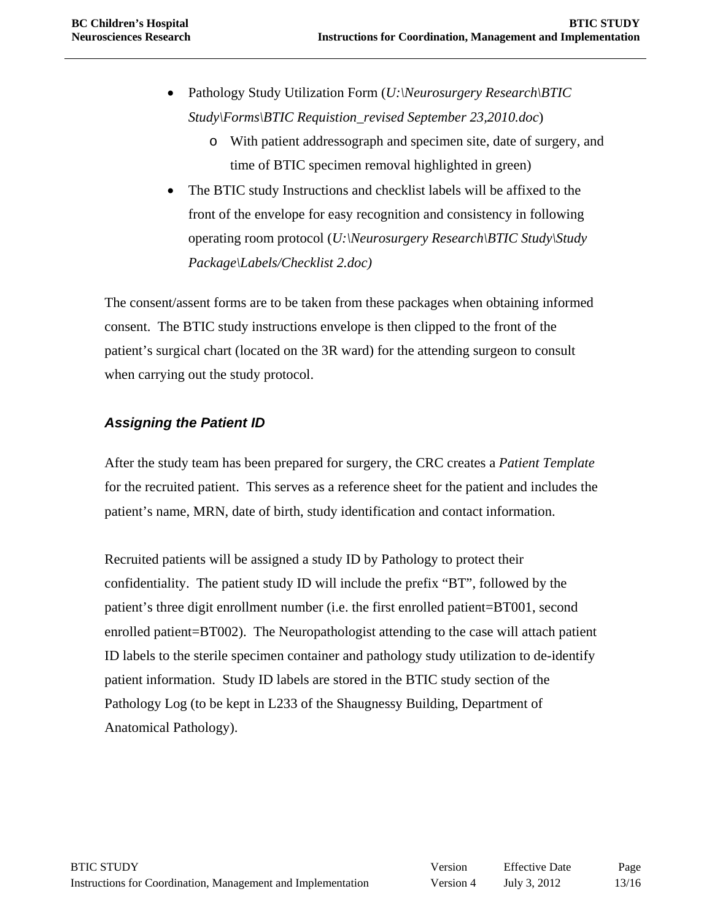- Pathology Study Utilization Form (*U:\Neurosurgery Research\BTIC Study\Forms\BTIC Requistion_revised September 23,2010.doc*)
  - With patient addressograph and specimen site, date of surgery, and time of BTIC specimen removal highlighted in green)
- The BTIC study Instructions and checklist labels will be affixed to the front of the envelope for easy recognition and consistency in following operating room protocol (*U:\Neurosurgery Research\BTIC Study\Study Package\Labels/Checklist 2.doc)*

The consent/assent forms are to be taken from these packages when obtaining informed consent. The BTIC study instructions envelope is then clipped to the front of the patient's surgical chart (located on the 3R ward) for the attending surgeon to consult when carrying out the study protocol.

### *Assigning the Patient ID*

After the study team has been prepared for surgery, the CRC creates a *Patient Template* for the recruited patient. This serves as a reference sheet for the patient and includes the patient's name, MRN, date of birth, study identification and contact information.

Recruited patients will be assigned a study ID by Pathology to protect their confidentiality. The patient study ID will include the prefix "BT", followed by the patient's three digit enrollment number (i.e. the first enrolled patient=BT001, second enrolled patient=BT002). The Neuropathologist attending to the case will attach patient ID labels to the sterile specimen container and pathology study utilization to de-identify patient information. Study ID labels are stored in the BTIC study section of the Pathology Log (to be kept in L233 of the Shaugnessy Building, Department of Anatomical Pathology).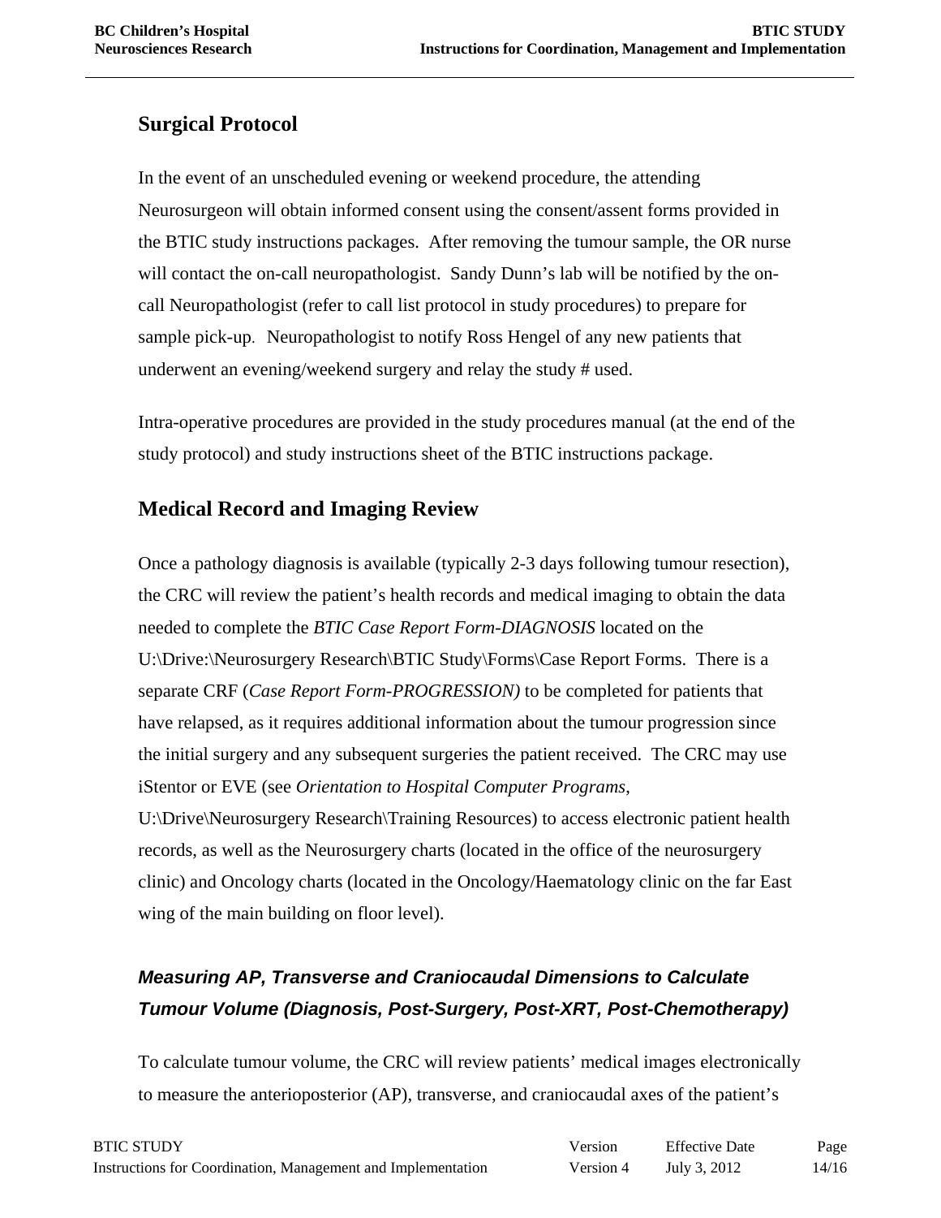## Surgical Protocol

In the event of an unscheduled evening or weekend procedure, the attending Neurosurgeon will obtain informed consent using the consent/assent forms provided in the BTIC study instructions packages. After removing the tumour sample, the OR nurse will contact the on-call neuropathologist. Sandy Dunn's lab will be notified by the on-call Neuropathologist (refer to call list protocol in study procedures) to prepare for sample pick-up. Neuropathologist to notify Ross Hengel of any new patients that underwent an evening/weekend surgery and relay the study # used.

Intra-operative procedures are provided in the study procedures manual (at the end of the study protocol) and study instructions sheet of the BTIC instructions package.

## Medical Record and Imaging Review

Once a pathology diagnosis is available (typically 2-3 days following tumour resection), the CRC will review the patient's health records and medical imaging to obtain the data needed to complete the *BTIC Case Report Form-DIAGNOSIS* located on the U:\Drive:\Neurosurgery Research\BTIC Study\Forms\Case Report Forms. There is a separate CRF (*Case Report Form-PROGRESSION)* to be completed for patients that have relapsed, as it requires additional information about the tumour progression since the initial surgery and any subsequent surgeries the patient received. The CRC may use iStentor or EVE (see *Orientation to Hospital Computer Programs*, U:\Drive\Neurosurgery Research\Training Resources) to access electronic patient health records, as well as the Neurosurgery charts (located in the office of the neurosurgery clinic) and Oncology charts (located in the Oncology/Haematology clinic on the far East wing of the main building on floor level).

### *Measuring AP, Transverse and Craniocaudal Dimensions to Calculate Tumour Volume (Diagnosis, Post-Surgery, Post-XRT, Post-Chemotherapy)*

To calculate tumour volume, the CRC will review patients' medical images electronically to measure the anterioposterior (AP), transverse, and craniocaudal axes of the patient's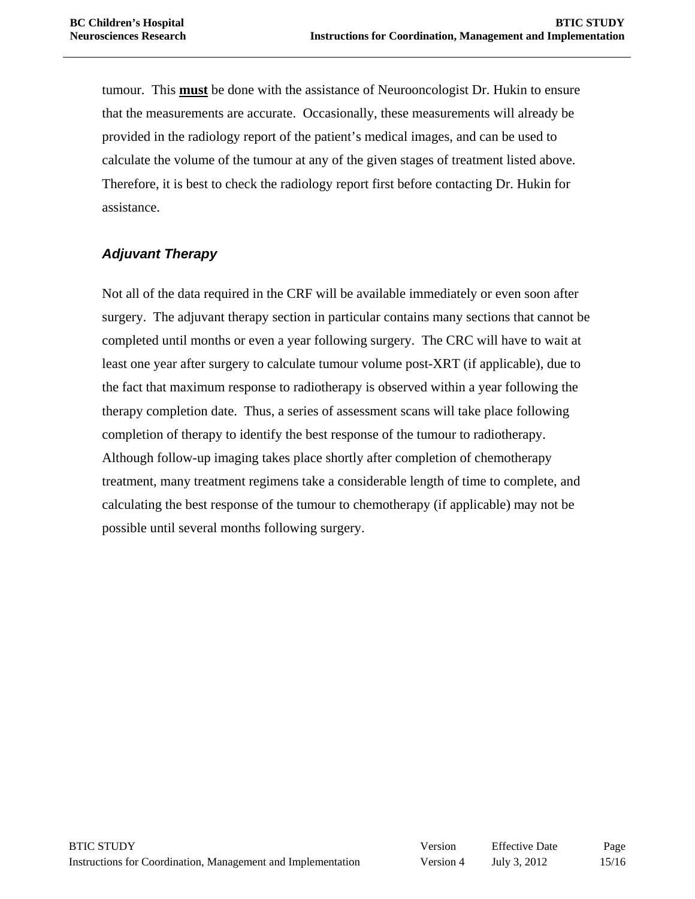tumour. This **must** be done with the assistance of Neurooncologist Dr. Hukin to ensure that the measurements are accurate. Occasionally, these measurements will already be provided in the radiology report of the patient's medical images, and can be used to calculate the volume of the tumour at any of the given stages of treatment listed above. Therefore, it is best to check the radiology report first before contacting Dr. Hukin for assistance.

### *Adjuvant Therapy*

Not all of the data required in the CRF will be available immediately or even soon after surgery. The adjuvant therapy section in particular contains many sections that cannot be completed until months or even a year following surgery. The CRC will have to wait at least one year after surgery to calculate tumour volume post-XRT (if applicable), due to the fact that maximum response to radiotherapy is observed within a year following the therapy completion date. Thus, a series of assessment scans will take place following completion of therapy to identify the best response of the tumour to radiotherapy. Although follow-up imaging takes place shortly after completion of chemotherapy treatment, many treatment regimens take a considerable length of time to complete, and calculating the best response of the tumour to chemotherapy (if applicable) may not be possible until several months following surgery.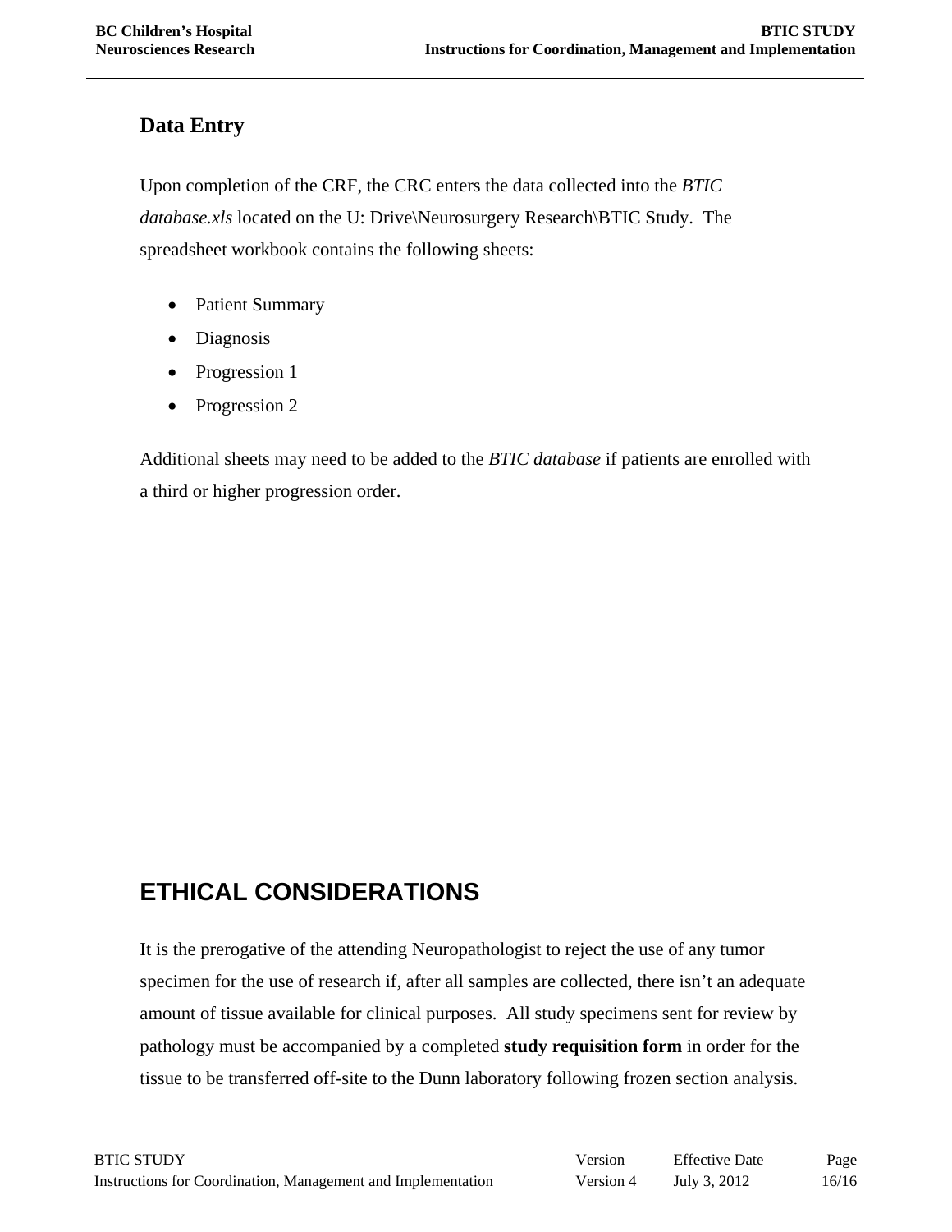## Data Entry

Upon completion of the CRF, the CRC enters the data collected into the *BTIC database.xls* located on the U: Drive\Neurosurgery Research\BTIC Study. The spreadsheet workbook contains the following sheets:

- Patient Summary
- Diagnosis
- Progression 1
- Progression 2

Additional sheets may need to be added to the *BTIC database* if patients are enrolled with a third or higher progression order.

# ETHICAL CONSIDERATIONS

It is the prerogative of the attending Neuropathologist to reject the use of any tumor specimen for the use of research if, after all samples are collected, there isn't an adequate amount of tissue available for clinical purposes. All study specimens sent for review by pathology must be accompanied by a completed **study requisition form** in order for the tissue to be transferred off-site to the Dunn laboratory following frozen section analysis.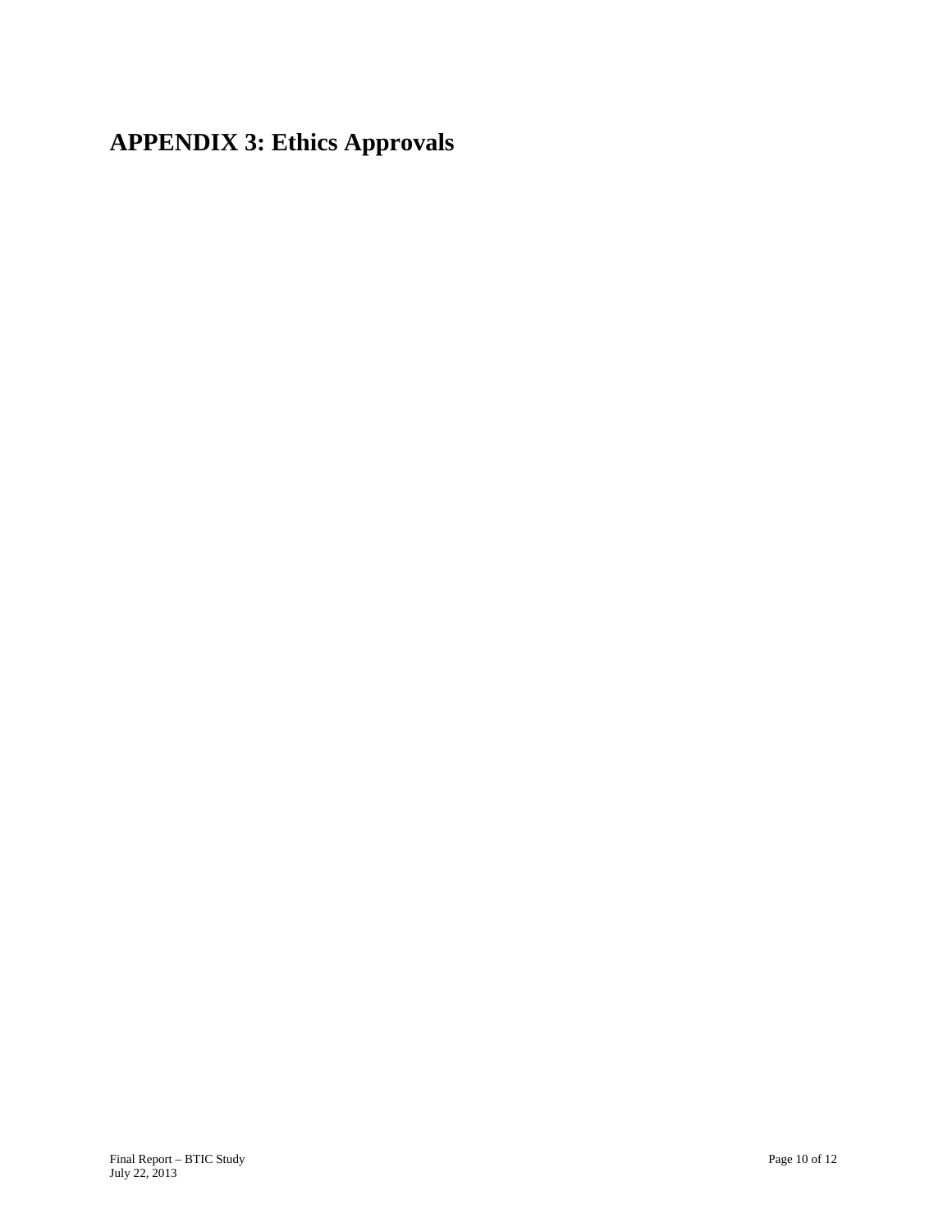# APPENDIX 3: Ethics Approvals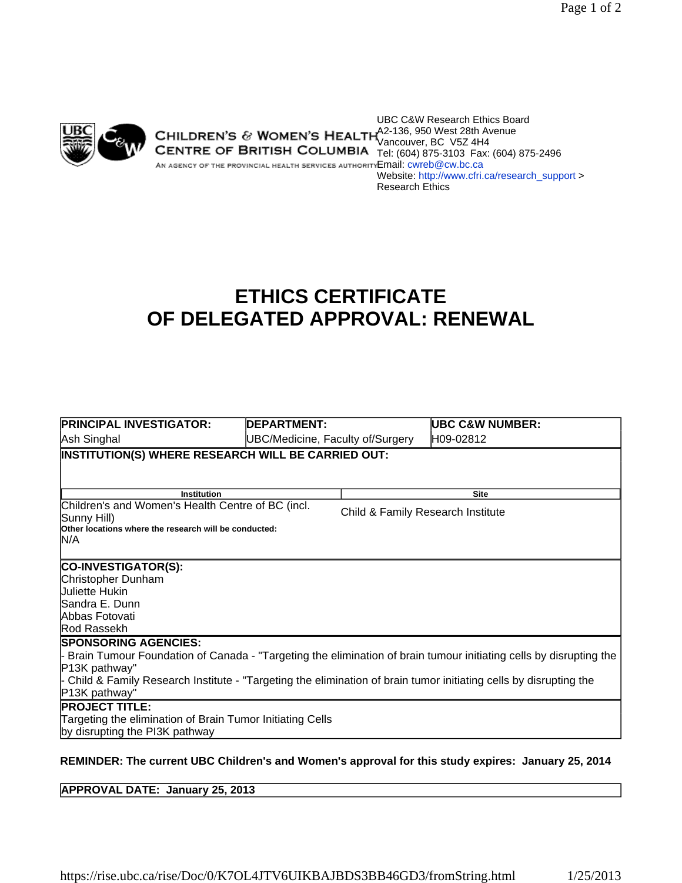UBC C&W Research Ethics Board
A2-136, 950 West 28th Avenue
Vancouver, BC V5Z 4H4
Tel: (604) 875-3103 Fax: (604) 875-2496
Email: cwreb@cw.bc.ca
Website: http://www.cfri.ca/research_support > Research Ethics

CHILDREN'S & WOMEN'S HEALTH CENTRE OF BRITISH COLUMBIA
AN AGENCY OF THE PROVINCIAL HEALTH SERVICES AUTHORITY

# ETHICS CERTIFICATE OF DELEGATED APPROVAL: RENEWAL

| PRINCIPAL INVESTIGATOR: | DEPARTMENT: | UBC C&W NUMBER: |
|---|---|---|
| Ash Singhal | UBC/Medicine, Faculty of/Surgery | H09-02812 |

**INSTITUTION(S) WHERE RESEARCH WILL BE CARRIED OUT:**

| Institution | Site |
|---|---|
| Children's and Women's Health Centre of BC (incl. Sunny Hill) | Child & Family Research Institute |

**Other locations where the research will be conducted:**
N/A

**CO-INVESTIGATOR(S):**
Christopher Dunham
Juliette Hukin
Sandra E. Dunn
Abbas Fotovati
Rod Rassekh

**SPONSORING AGENCIES:**
- Brain Tumour Foundation of Canada - "Targeting the elimination of brain tumour initiating cells by disrupting the P13K pathway"
- Child & Family Research Institute - "Targeting the elimination of brain tumor initiating cells by disrupting the P13K pathway"

**PROJECT TITLE:**
Targeting the elimination of Brain Tumor Initiating Cells by disrupting the PI3K pathway

**REMINDER: The current UBC Children's and Women's approval for this study expires: January 25, 2014**

**APPROVAL DATE: January 25, 2013**

https://rise.ubc.ca/rise/Doc/0/K7OL4JTV6UIKBAJBDS3BB46GD3/fromString.html 1/25/2013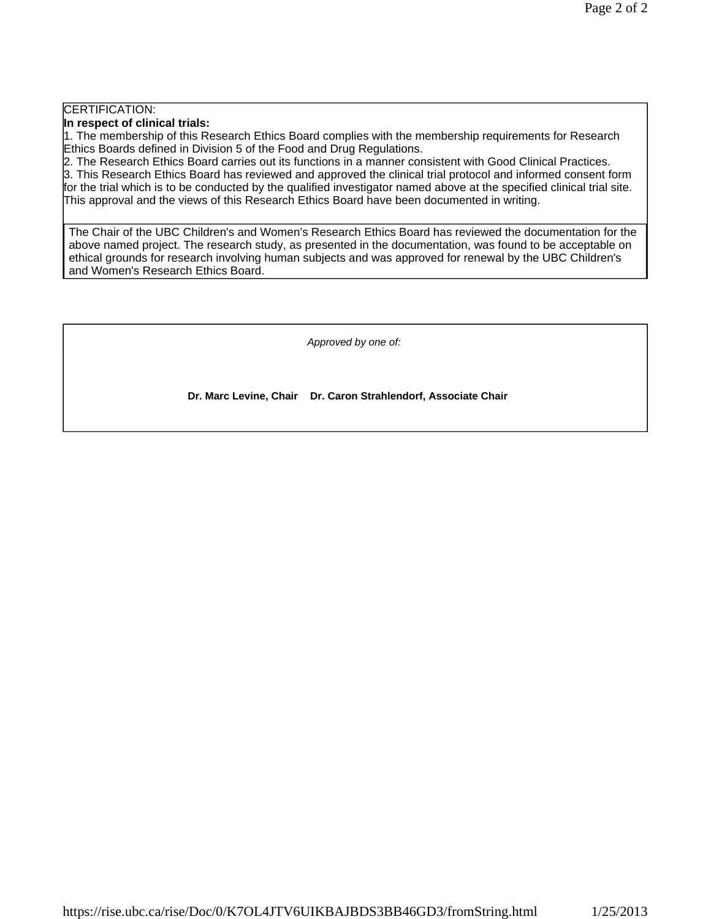CERTIFICATION:

**In respect of clinical trials:**

1. The membership of this Research Ethics Board complies with the membership requirements for Research Ethics Boards defined in Division 5 of the Food and Drug Regulations.
2. The Research Ethics Board carries out its functions in a manner consistent with Good Clinical Practices.
3. This Research Ethics Board has reviewed and approved the clinical trial protocol and informed consent form for the trial which is to be conducted by the qualified investigator named above at the specified clinical trial site. This approval and the views of this Research Ethics Board have been documented in writing.

The Chair of the UBC Children's and Women's Research Ethics Board has reviewed the documentation for the above named project. The research study, as presented in the documentation, was found to be acceptable on ethical grounds for research involving human subjects and was approved for renewal by the UBC Children's and Women's Research Ethics Board.

*Approved by one of:*

**Dr. Marc Levine, Chair** **Dr. Caron Strahlendorf, Associate Chair**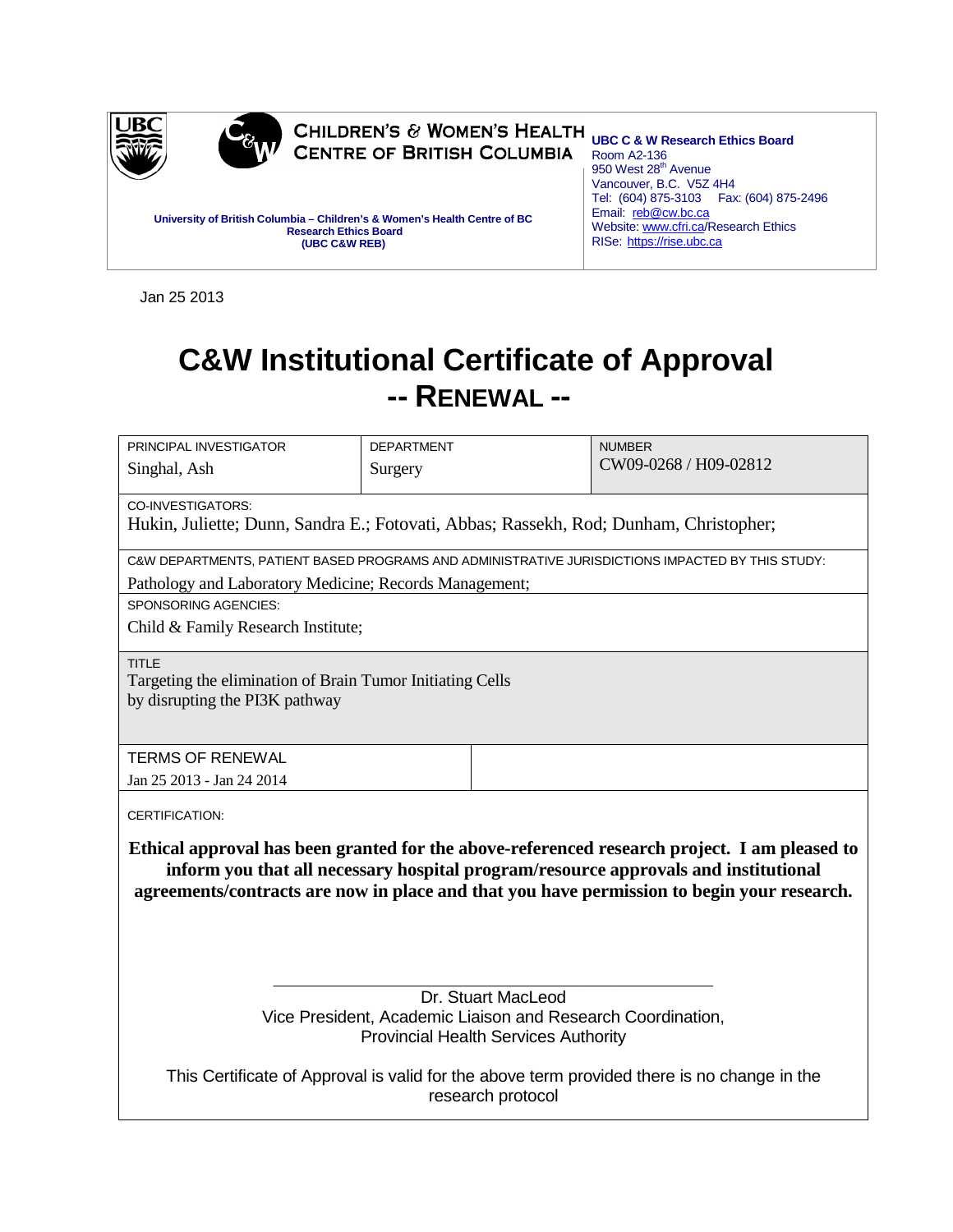**CHILDREN'S & WOMEN'S HEALTH CENTRE OF BRITISH COLUMBIA**

**University of British Columbia – Children's & Women's Health Centre of BC Research Ethics Board (UBC C&W REB)**

**UBC C & W Research Ethics Board**
Room A2-136
950 West 28th Avenue
Vancouver, B.C. V5Z 4H4
Tel: (604) 875-3103 Fax: (604) 875-2496
Email: reb@cw.bc.ca
Website: www.cfri.ca/Research Ethics
RISe: https://rise.ubc.ca

Jan 25 2013

# C&W Institutional Certificate of Approval

## -- RENEWAL --

| PRINCIPAL INVESTIGATOR | DEPARTMENT | NUMBER |
| --- | --- | --- |
| Singhal, Ash | Surgery | CW09-0268 / H09-02812 |

CO-INVESTIGATORS:
Hukin, Juliette; Dunn, Sandra E.; Fotovati, Abbas; Rassekh, Rod; Dunham, Christopher;

C&W DEPARTMENTS, PATIENT BASED PROGRAMS AND ADMINISTRATIVE JURISDICTIONS IMPACTED BY THIS STUDY:
Pathology and Laboratory Medicine; Records Management;

SPONSORING AGENCIES:
Child & Family Research Institute;

TITLE
Targeting the elimination of Brain Tumor Initiating Cells by disrupting the PI3K pathway

TERMS OF RENEWAL
Jan 25 2013 - Jan 24 2014

CERTIFICATION:

**Ethical approval has been granted for the above-referenced research project. I am pleased to inform you that all necessary hospital program/resource approvals and institutional agreements/contracts are now in place and that you have permission to begin your research.**

Dr. Stuart MacLeod
Vice President, Academic Liaison and Research Coordination,
Provincial Health Services Authority

This Certificate of Approval is valid for the above term provided there is no change in the research protocol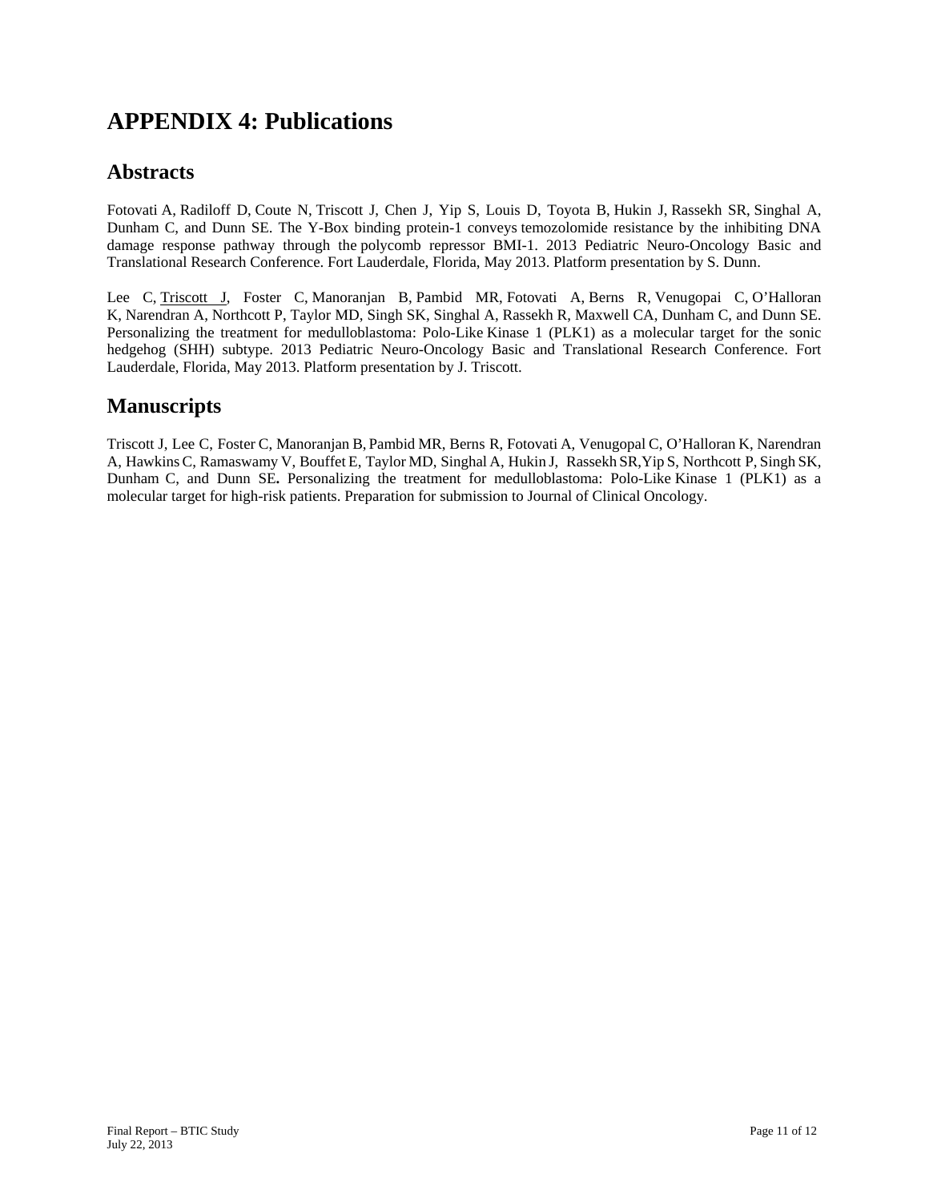# APPENDIX 4: Publications

## Abstracts

Fotovati A, Radiloff D, Coute N, Triscott J, Chen J, Yip S, Louis D, Toyota B, Hukin J, Rassekh SR, Singhal A, Dunham C, and Dunn SE. The Y-Box binding protein-1 conveys temozolomide resistance by the inhibiting DNA damage response pathway through the polycomb repressor BMI-1. 2013 Pediatric Neuro-Oncology Basic and Translational Research Conference. Fort Lauderdale, Florida, May 2013. Platform presentation by S. Dunn.

Lee C, <u>Triscott J</u>, Foster C, Manoranjan B, Pambid MR, Fotovati A, Berns R, Venugopai C, O'Halloran K, Narendran A, Northcott P, Taylor MD, Singh SK, Singhal A, Rassekh R, Maxwell CA, Dunham C, and Dunn SE. Personalizing the treatment for medulloblastoma: Polo-Like Kinase 1 (PLK1) as a molecular target for the sonic hedgehog (SHH) subtype. 2013 Pediatric Neuro-Oncology Basic and Translational Research Conference. Fort Lauderdale, Florida, May 2013. Platform presentation by J. Triscott.

## Manuscripts

Triscott J, Lee C, Foster C, Manoranjan B, Pambid MR, Berns R, Fotovati A, Venugopal C, O'Halloran K, Narendran A, Hawkins C, Ramaswamy V, Bouffet E, Taylor MD, Singhal A, Hukin J, Rassekh SR, Yip S, Northcott P, Singh SK, Dunham C, and Dunn SE**.** Personalizing the treatment for medulloblastoma: Polo-Like Kinase 1 (PLK1) as a molecular target for high-risk patients. Preparation for submission to Journal of Clinical Oncology.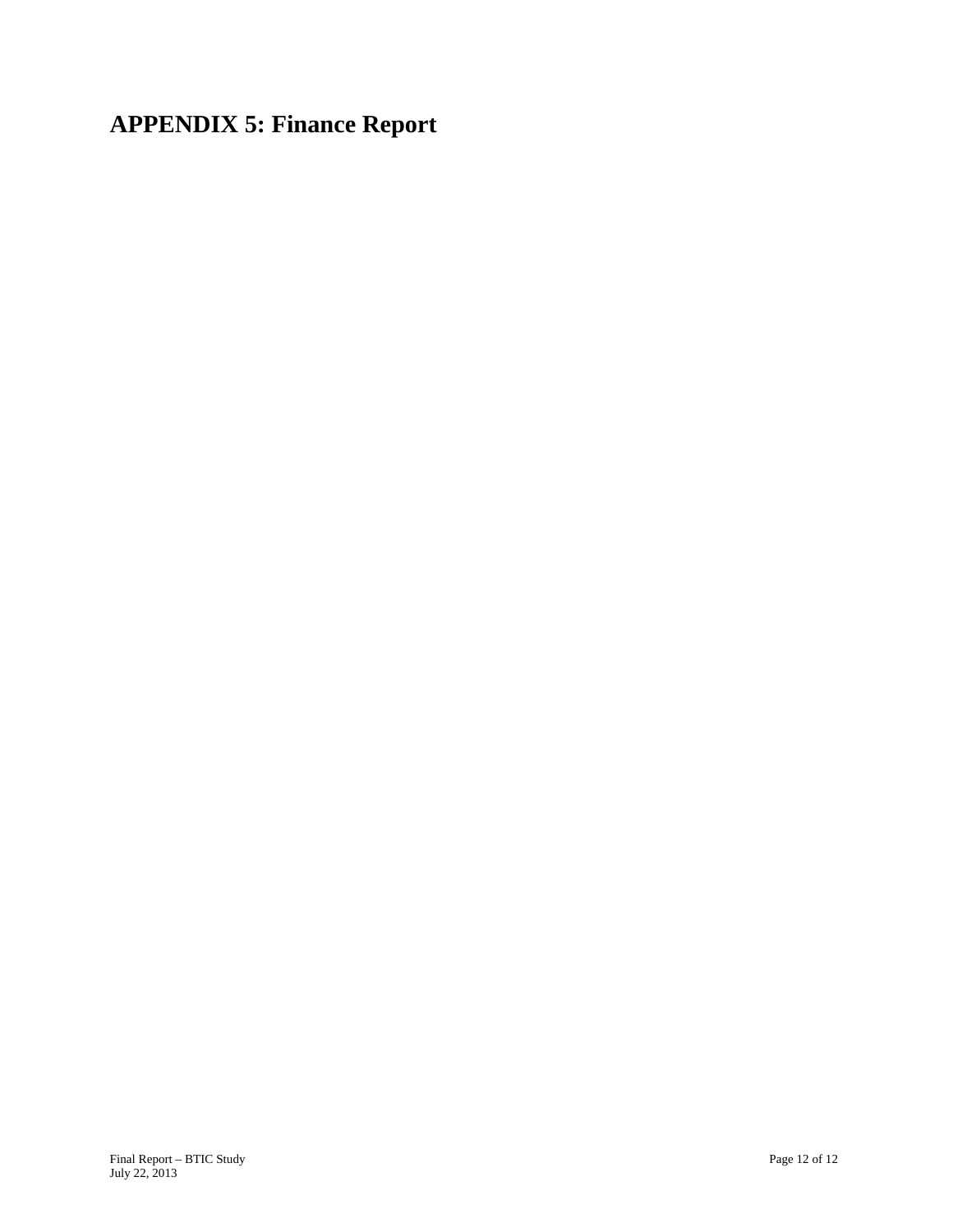# APPENDIX 5: Finance Report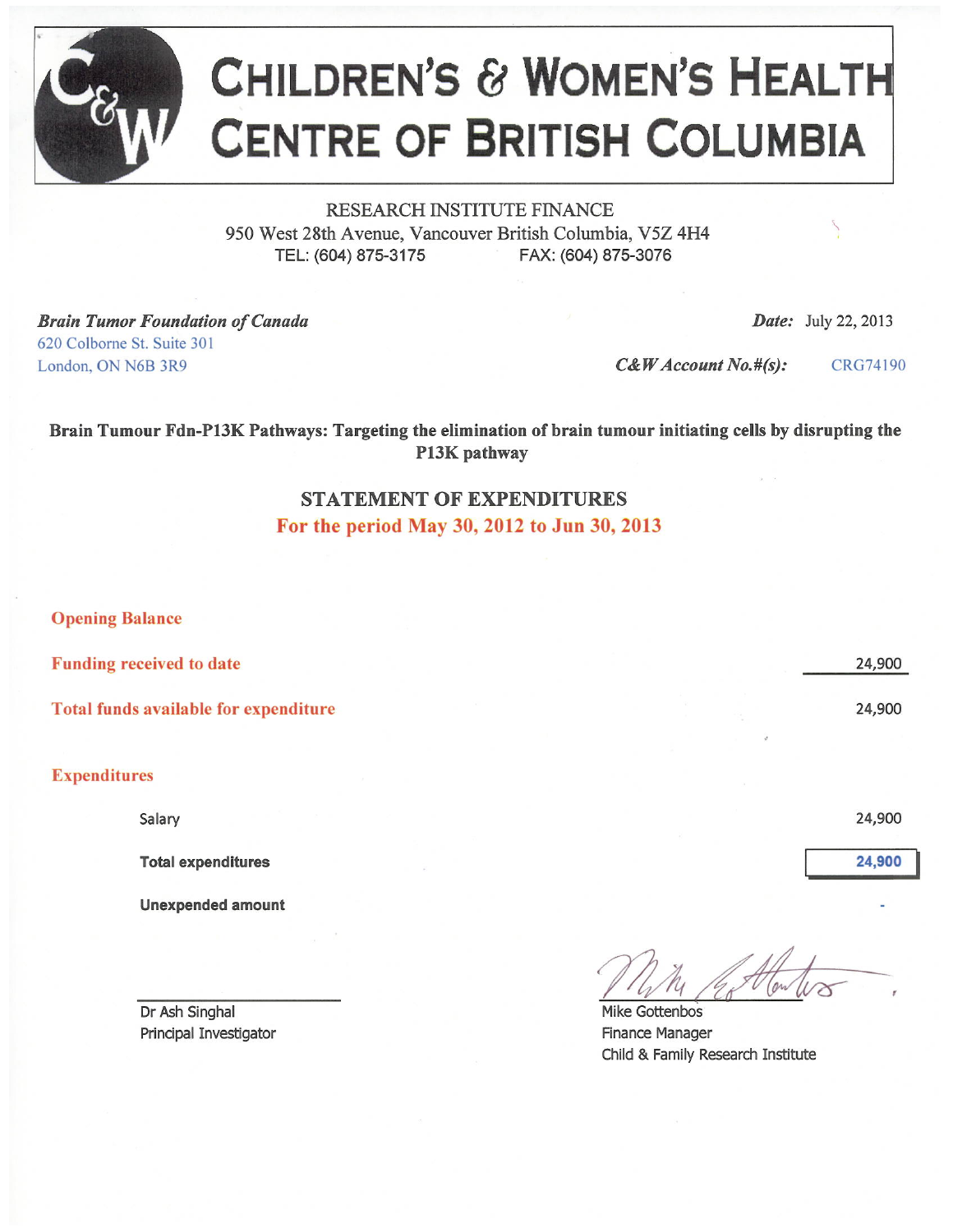# CHILDREN'S & WOMEN'S HEALTH CENTRE OF BRITISH COLUMBIA

RESEARCH INSTITUTE FINANCE
950 West 28th Avenue, Vancouver British Columbia, V5Z 4H4
TEL: (604) 875-3175 FAX: (604) 875-3076

***Brain Tumor Foundation of Canada***
620 Colborne St. Suite 301
London, ON N6B 3R9

***Date:*** July 22, 2013

***C&W Account No.#(s):*** CRG74190

**Brain Tumour Fdn-P13K Pathways: Targeting the elimination of brain tumour initiating cells by disrupting the P13K pathway**

## STATEMENT OF EXPENDITURES

**For the period May 30, 2012 to Jun 30, 2013**

| | |
|---|---|
| **Opening Balance** | |
| **Funding received to date** | 24,900 |
| **Total funds available for expenditure** | 24,900 |
| **Expenditures** | |
| Salary | 24,900 |
| **Total expenditures** | **24,900** |
| **Unexpended amount** | - |

Dr Ash Singhal
Principal Investigator

Mike Gottenbos
Finance Manager
Child & Family Research Institute